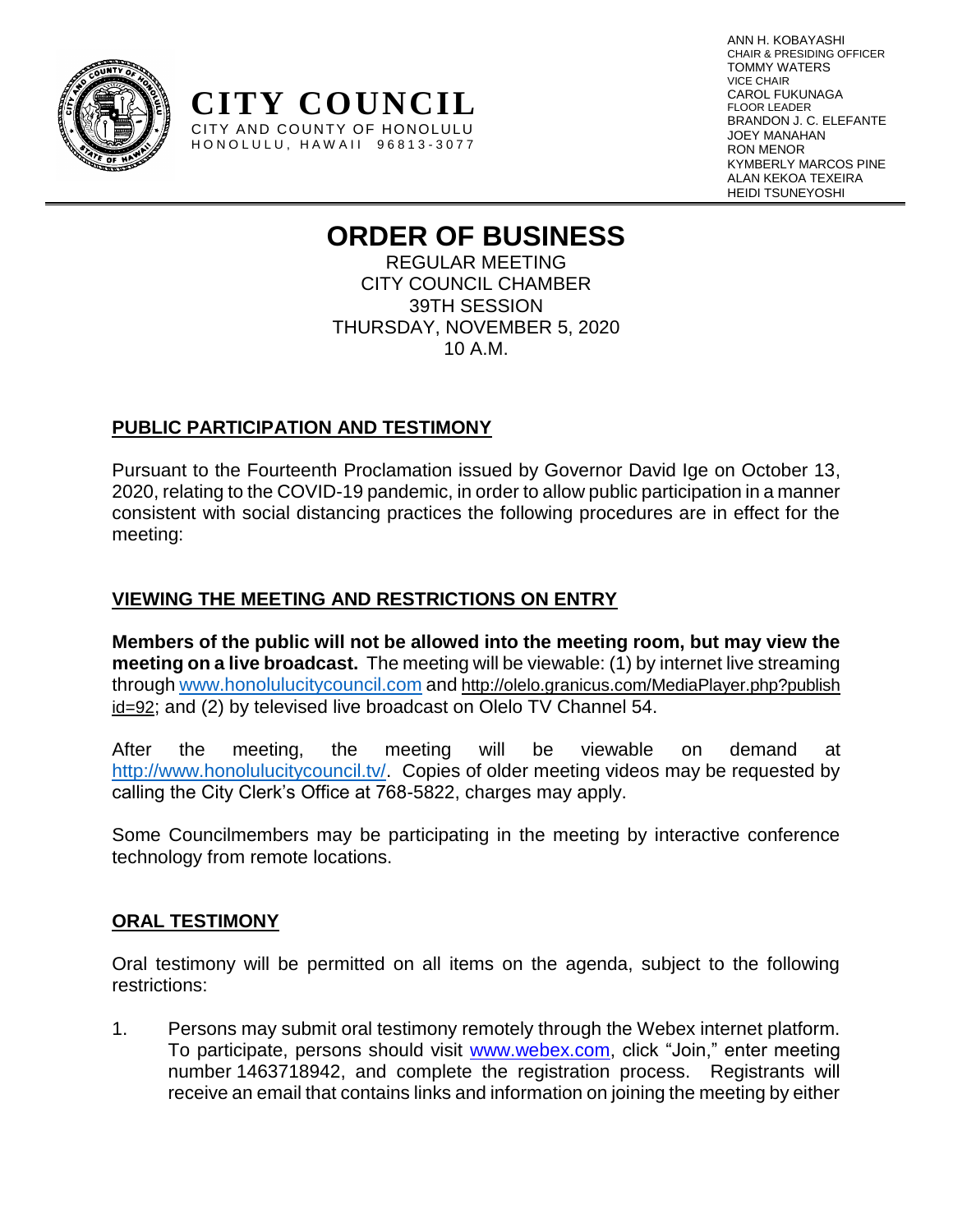**CITY COUNCIL**
CITY AND COUNTY OF HONOLULU
HONOLULU, HAWAII 96813-3077

ANN H. KOBAYASHI
CHAIR & PRESIDING OFFICER
TOMMY WATERS
VICE CHAIR
CAROL FUKUNAGA
FLOOR LEADER
BRANDON J. C. ELEFANTE
JOEY MANAHAN
RON MENOR
KYMBERLY MARCOS PINE
ALAN KEKOA TEXEIRA
HEIDI TSUNEYOSHI

# ORDER OF BUSINESS

REGULAR MEETING
CITY COUNCIL CHAMBER
39TH SESSION
THURSDAY, NOVEMBER 5, 2020
10 A.M.

## PUBLIC PARTICIPATION AND TESTIMONY

Pursuant to the Fourteenth Proclamation issued by Governor David Ige on October 13, 2020, relating to the COVID-19 pandemic, in order to allow public participation in a manner consistent with social distancing practices the following procedures are in effect for the meeting:

## VIEWING THE MEETING AND RESTRICTIONS ON ENTRY

**Members of the public will not be allowed into the meeting room, but may view the meeting on a live broadcast.** The meeting will be viewable: (1) by internet live streaming through www.honolulucitycouncil.com and http://olelo.granicus.com/MediaPlayer.php?publish id=92; and (2) by televised live broadcast on Olelo TV Channel 54.

After the meeting, the meeting will be viewable on demand at http://www.honolulucitycouncil.tv/. Copies of older meeting videos may be requested by calling the City Clerk's Office at 768-5822, charges may apply.

Some Councilmembers may be participating in the meeting by interactive conference technology from remote locations.

## ORAL TESTIMONY

Oral testimony will be permitted on all items on the agenda, subject to the following restrictions:

1. Persons may submit oral testimony remotely through the Webex internet platform. To participate, persons should visit www.webex.com, click "Join," enter meeting number 1463718942, and complete the registration process. Registrants will receive an email that contains links and information on joining the meeting by either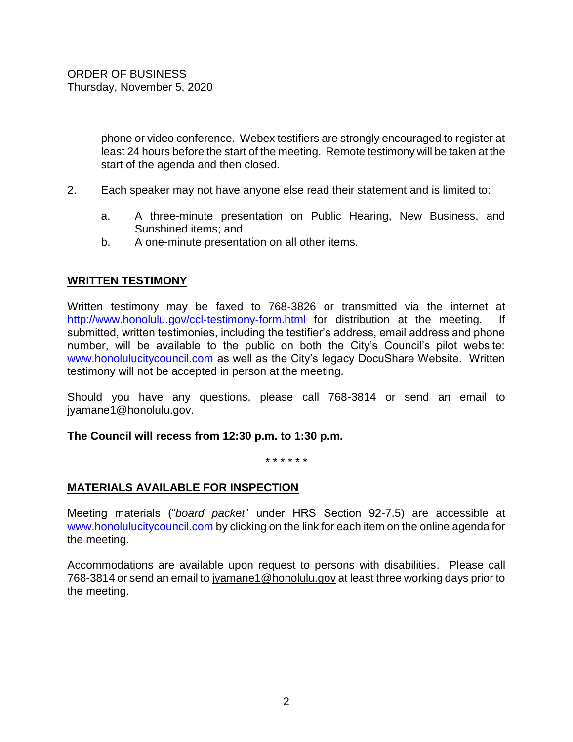phone or video conference. Webex testifiers are strongly encouraged to register at least 24 hours before the start of the meeting. Remote testimony will be taken at the start of the agenda and then closed.

2. Each speaker may not have anyone else read their statement and is limited to:

   a. A three-minute presentation on Public Hearing, New Business, and Sunshined items; and
   b. A one-minute presentation on all other items.

## WRITTEN TESTIMONY

Written testimony may be faxed to 768-3826 or transmitted via the internet at http://www.honolulu.gov/ccl-testimony-form.html for distribution at the meeting. If submitted, written testimonies, including the testifier's address, email address and phone number, will be available to the public on both the City's Council's pilot website: www.honolulucitycouncil.com as well as the City's legacy DocuShare Website. Written testimony will not be accepted in person at the meeting.

Should you have any questions, please call 768-3814 or send an email to jyamane1@honolulu.gov.

**The Council will recess from 12:30 p.m. to 1:30 p.m.**

* * * * * *

## MATERIALS AVAILABLE FOR INSPECTION

Meeting materials ("*board packet*" under HRS Section 92-7.5) are accessible at www.honolulucitycouncil.com by clicking on the link for each item on the online agenda for the meeting.

Accommodations are available upon request to persons with disabilities. Please call 768-3814 or send an email to jyamane1@honolulu.gov at least three working days prior to the meeting.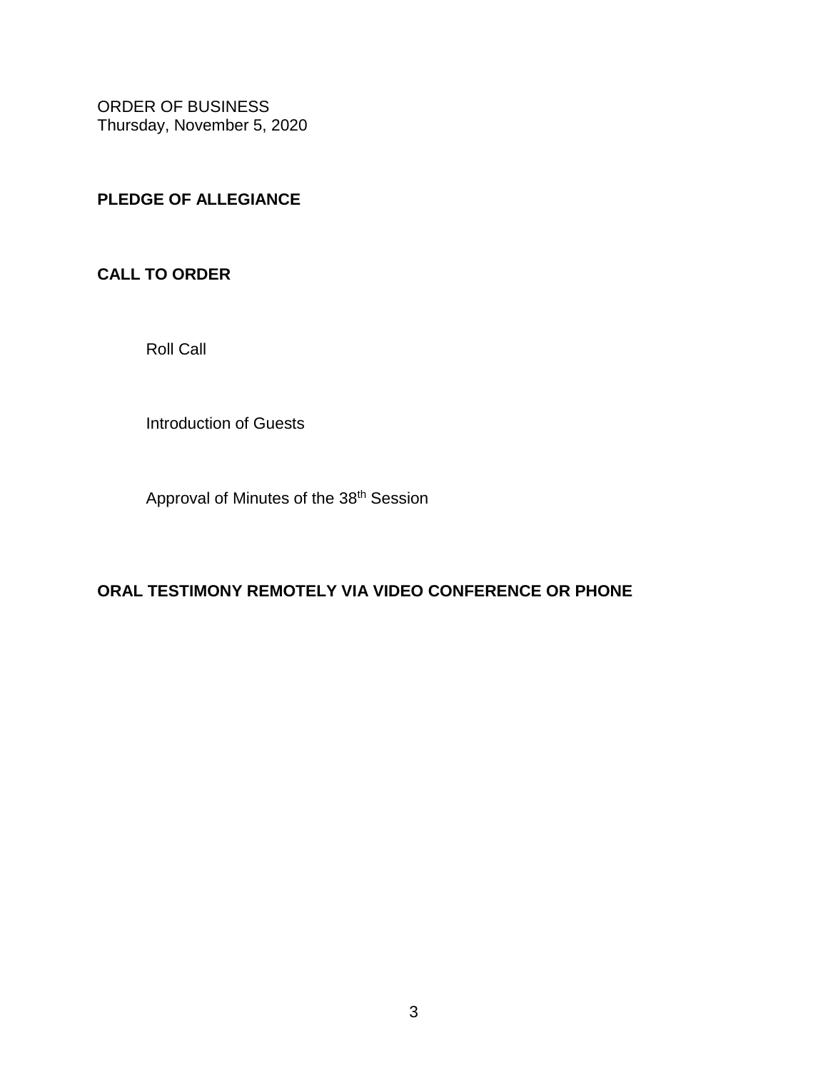ORDER OF BUSINESS
Thursday, November 5, 2020

**PLEDGE OF ALLEGIANCE**

**CALL TO ORDER**

Roll Call

Introduction of Guests

Approval of Minutes of the 38th Session

**ORAL TESTIMONY REMOTELY VIA VIDEO CONFERENCE OR PHONE**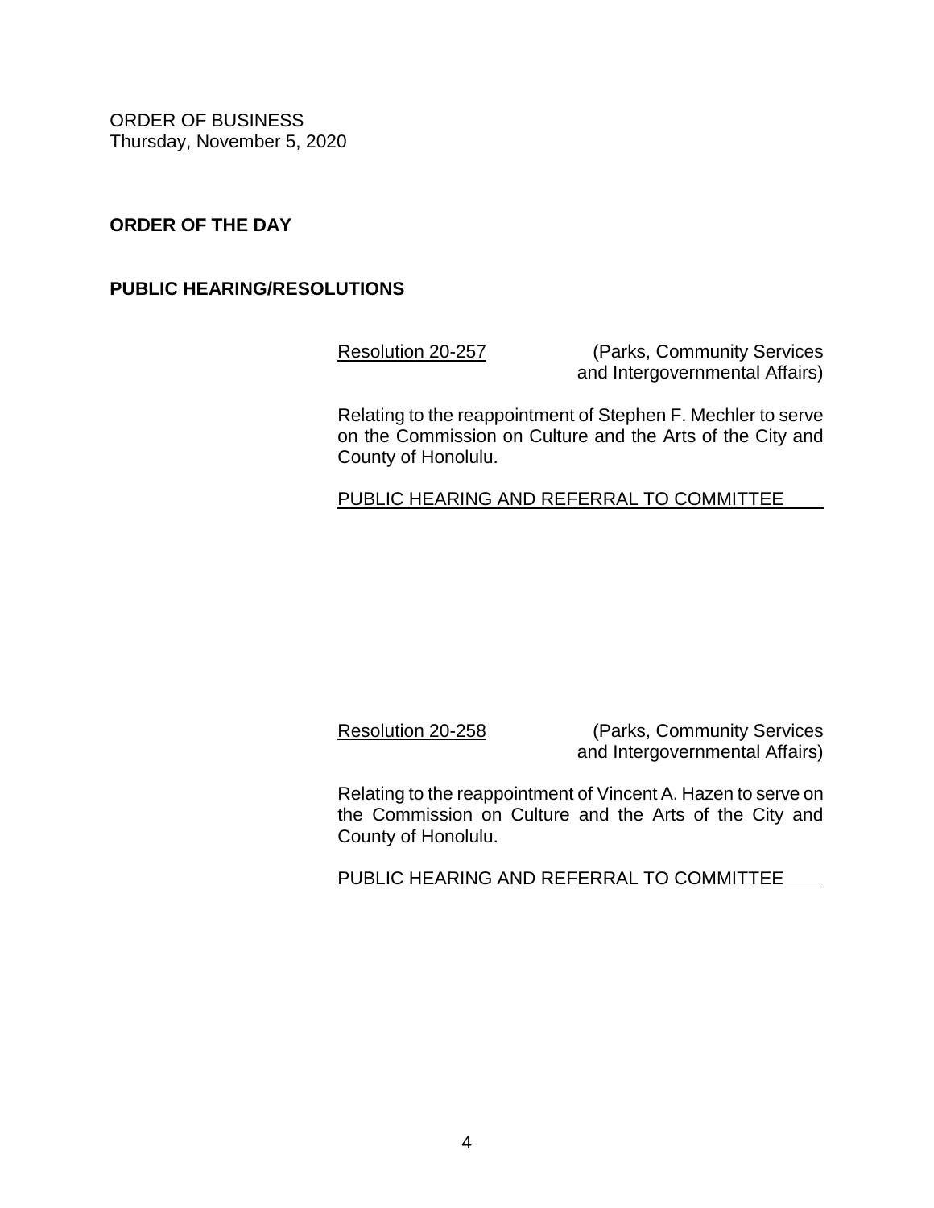ORDER OF BUSINESS
Thursday, November 5, 2020

**ORDER OF THE DAY**

**PUBLIC HEARING/RESOLUTIONS**

Resolution 20-257 (Parks, Community Services and Intergovernmental Affairs)

Relating to the reappointment of Stephen F. Mechler to serve on the Commission on Culture and the Arts of the City and County of Honolulu.

PUBLIC HEARING AND REFERRAL TO COMMITTEE

Resolution 20-258 (Parks, Community Services and Intergovernmental Affairs)

Relating to the reappointment of Vincent A. Hazen to serve on the Commission on Culture and the Arts of the City and County of Honolulu.

PUBLIC HEARING AND REFERRAL TO COMMITTEE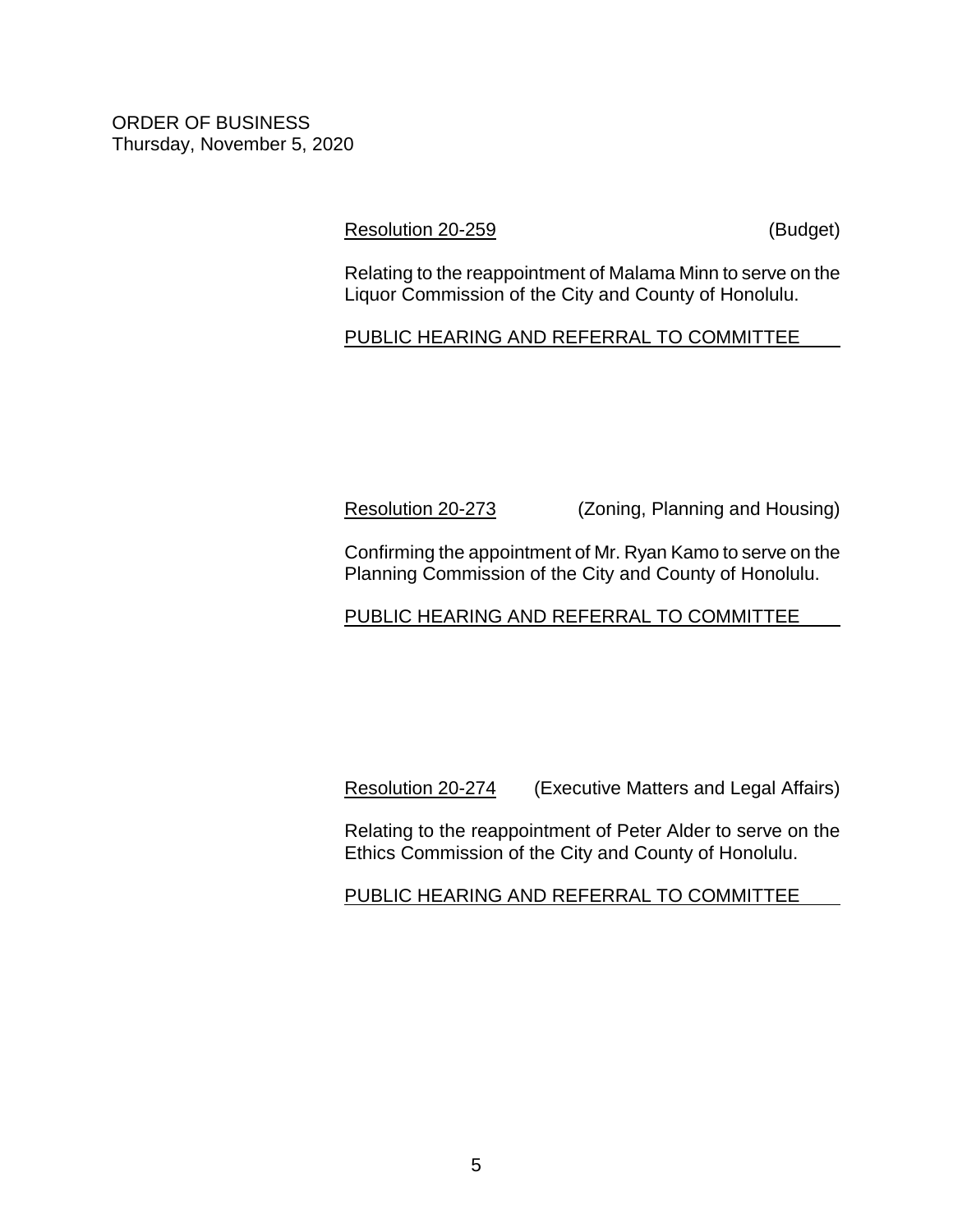ORDER OF BUSINESS
Thursday, November 5, 2020

Resolution 20-259 (Budget)

Relating to the reappointment of Malama Minn to serve on the Liquor Commission of the City and County of Honolulu.

PUBLIC HEARING AND REFERRAL TO COMMITTEE

Resolution 20-273 (Zoning, Planning and Housing)

Confirming the appointment of Mr. Ryan Kamo to serve on the Planning Commission of the City and County of Honolulu.

PUBLIC HEARING AND REFERRAL TO COMMITTEE

Resolution 20-274 (Executive Matters and Legal Affairs)

Relating to the reappointment of Peter Alder to serve on the Ethics Commission of the City and County of Honolulu.

PUBLIC HEARING AND REFERRAL TO COMMITTEE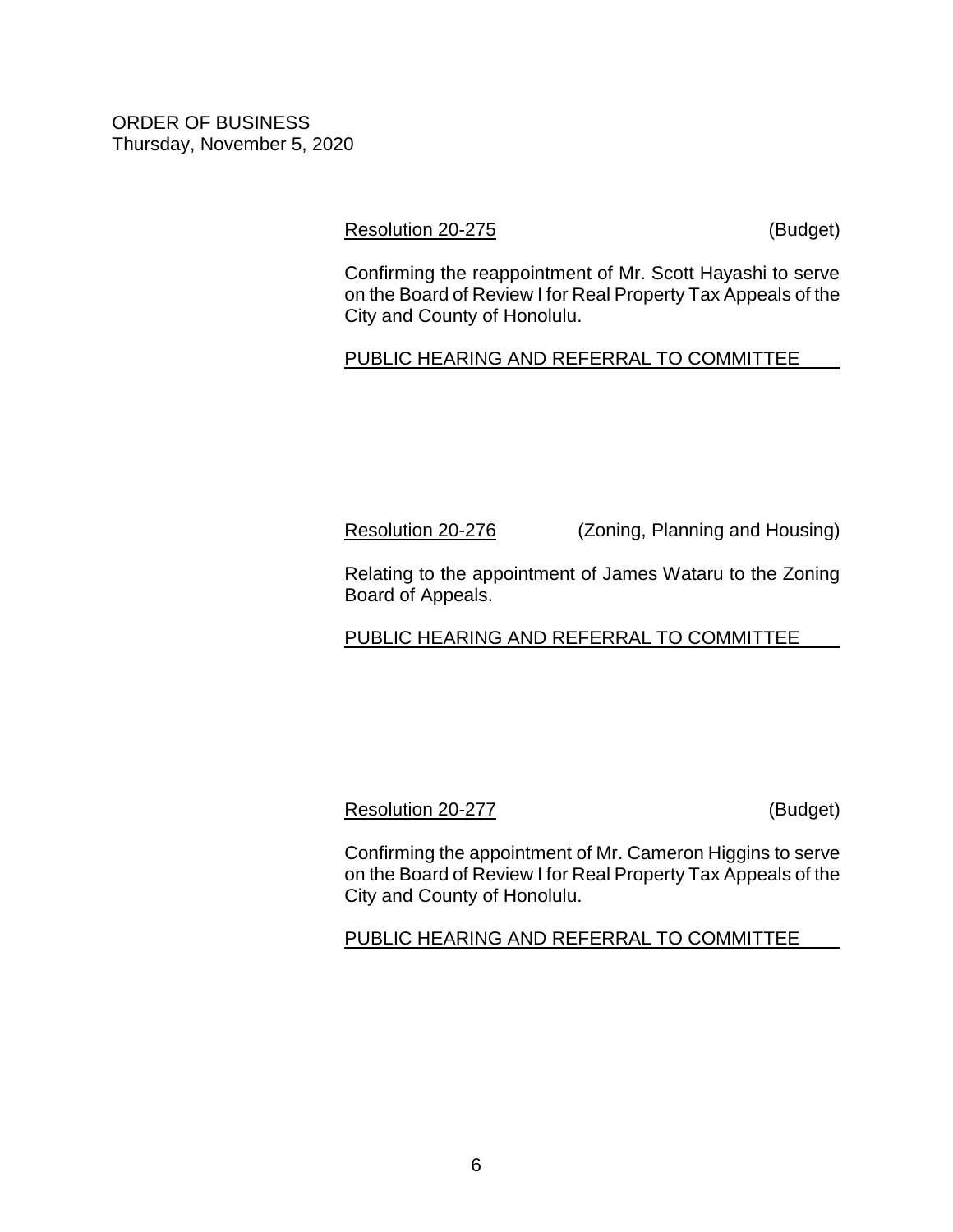ORDER OF BUSINESS
Thursday, November 5, 2020

Resolution 20-275 (Budget)

Confirming the reappointment of Mr. Scott Hayashi to serve on the Board of Review I for Real Property Tax Appeals of the City and County of Honolulu.

PUBLIC HEARING AND REFERRAL TO COMMITTEE

Resolution 20-276 (Zoning, Planning and Housing)

Relating to the appointment of James Wataru to the Zoning Board of Appeals.

PUBLIC HEARING AND REFERRAL TO COMMITTEE

Resolution 20-277 (Budget)

Confirming the appointment of Mr. Cameron Higgins to serve on the Board of Review I for Real Property Tax Appeals of the City and County of Honolulu.

PUBLIC HEARING AND REFERRAL TO COMMITTEE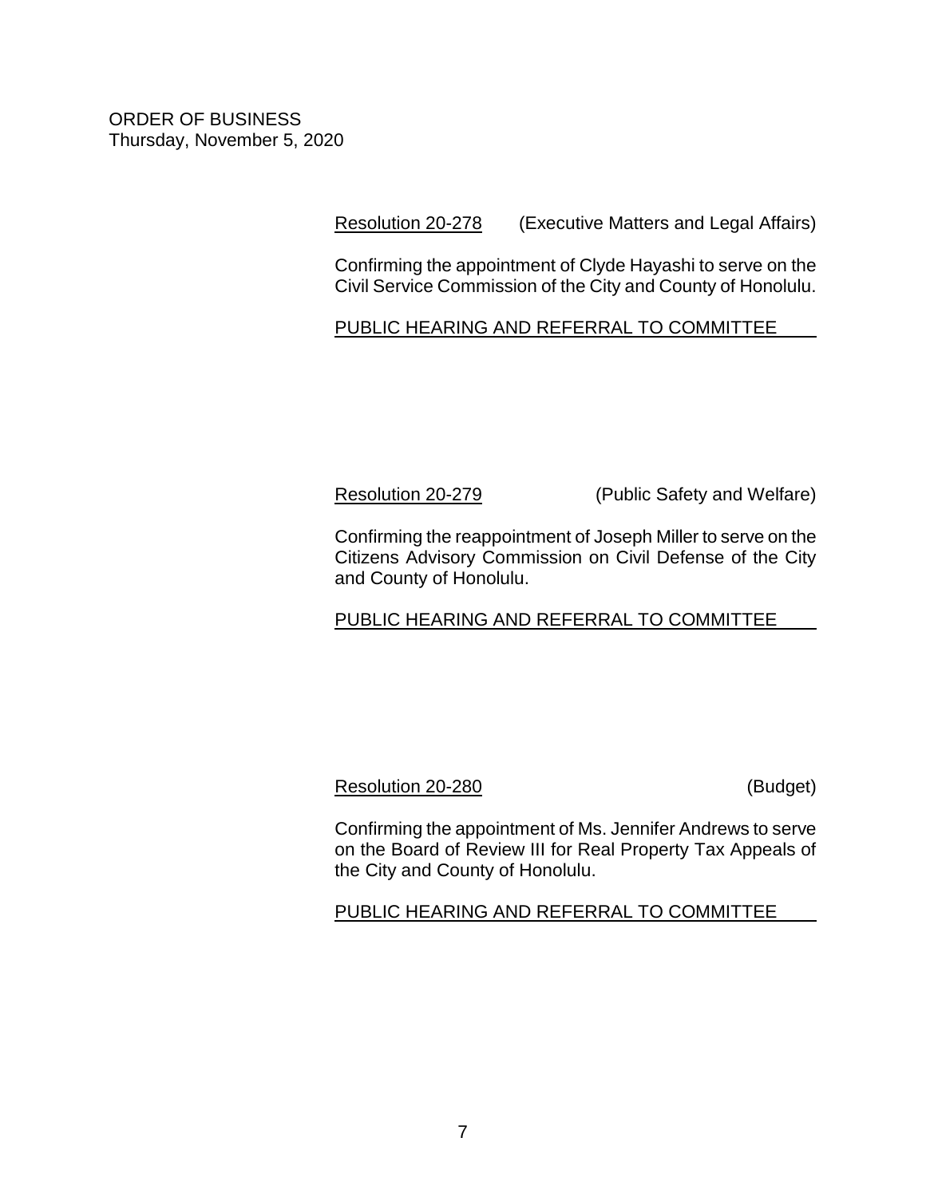ORDER OF BUSINESS
Thursday, November 5, 2020

Resolution 20-278 (Executive Matters and Legal Affairs)

Confirming the appointment of Clyde Hayashi to serve on the Civil Service Commission of the City and County of Honolulu.

PUBLIC HEARING AND REFERRAL TO COMMITTEE

Resolution 20-279 (Public Safety and Welfare)

Confirming the reappointment of Joseph Miller to serve on the Citizens Advisory Commission on Civil Defense of the City and County of Honolulu.

PUBLIC HEARING AND REFERRAL TO COMMITTEE

Resolution 20-280 (Budget)

Confirming the appointment of Ms. Jennifer Andrews to serve on the Board of Review III for Real Property Tax Appeals of the City and County of Honolulu.

PUBLIC HEARING AND REFERRAL TO COMMITTEE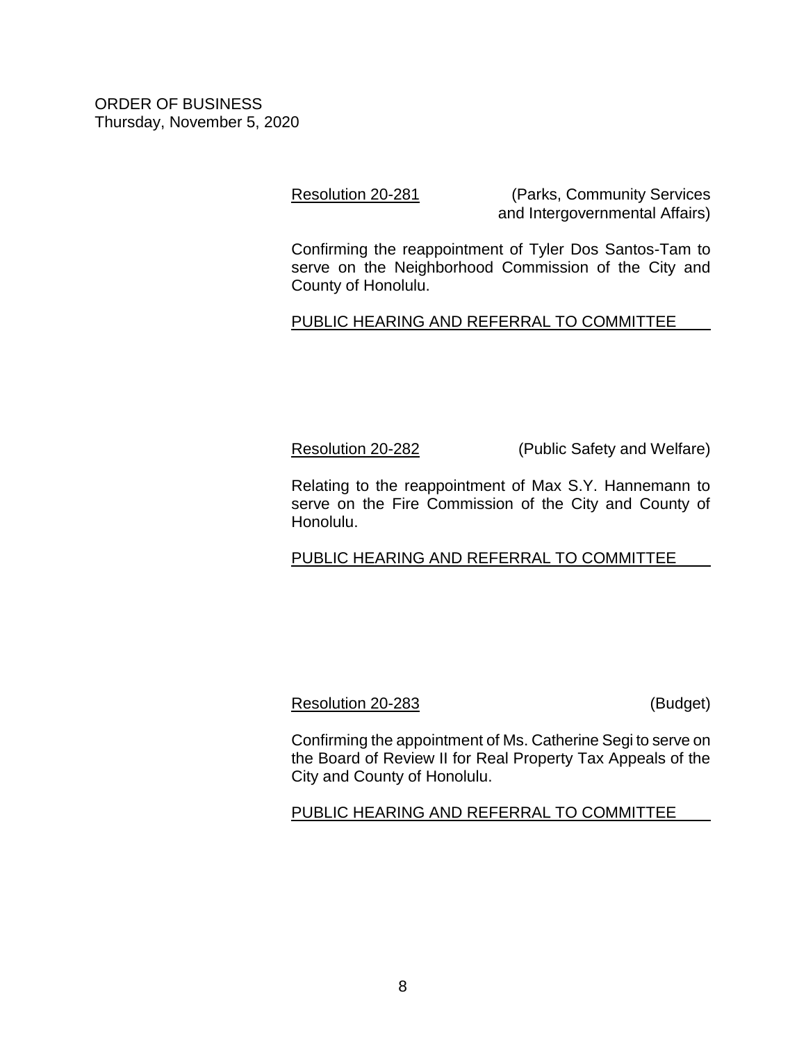ORDER OF BUSINESS
Thursday, November 5, 2020

Resolution 20-281 (Parks, Community Services and Intergovernmental Affairs)

Confirming the reappointment of Tyler Dos Santos-Tam to serve on the Neighborhood Commission of the City and County of Honolulu.

PUBLIC HEARING AND REFERRAL TO COMMITTEE

Resolution 20-282 (Public Safety and Welfare)

Relating to the reappointment of Max S.Y. Hannemann to serve on the Fire Commission of the City and County of Honolulu.

PUBLIC HEARING AND REFERRAL TO COMMITTEE

Resolution 20-283 (Budget)

Confirming the appointment of Ms. Catherine Segi to serve on the Board of Review II for Real Property Tax Appeals of the City and County of Honolulu.

PUBLIC HEARING AND REFERRAL TO COMMITTEE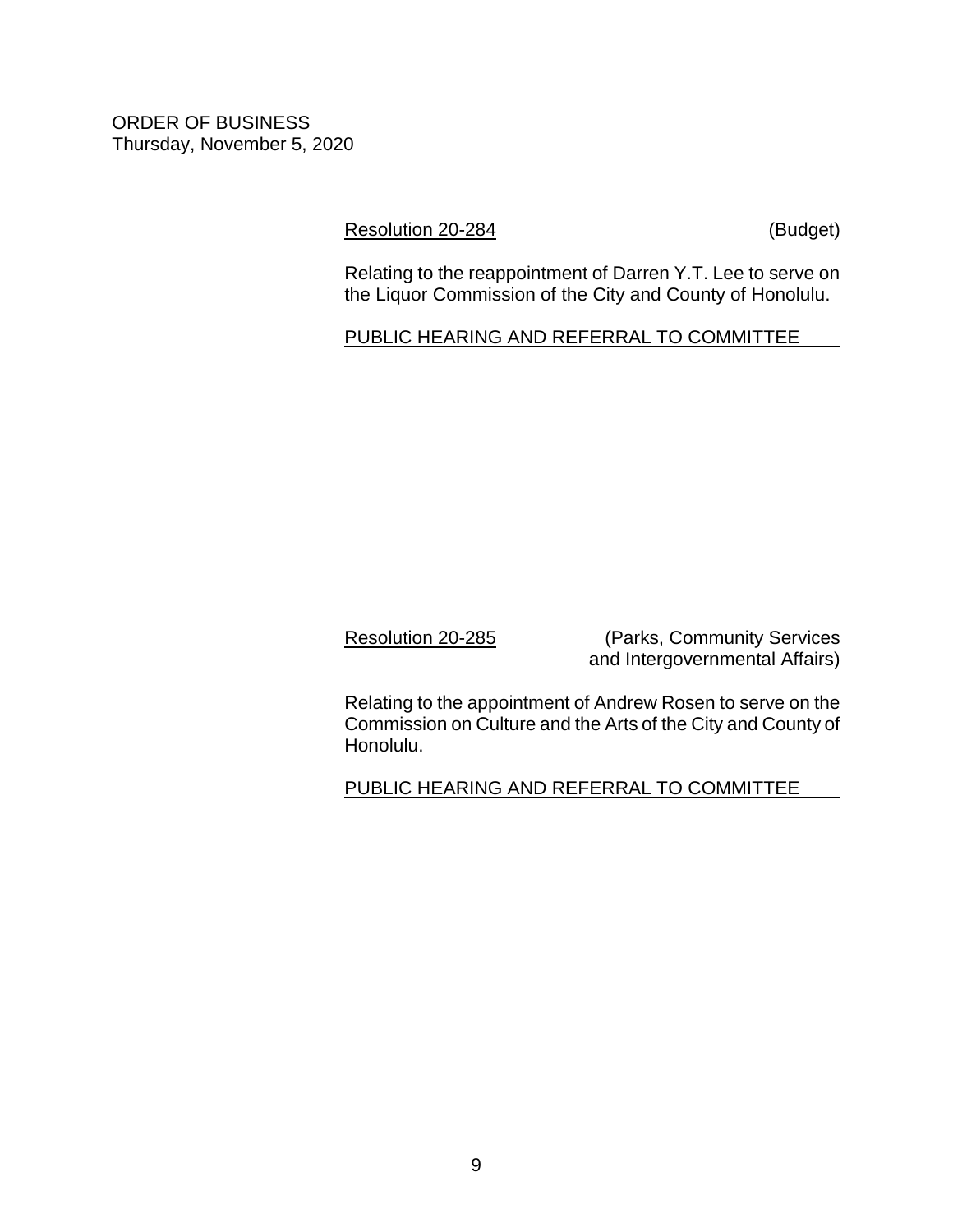ORDER OF BUSINESS
Thursday, November 5, 2020

Resolution 20-284 (Budget)

Relating to the reappointment of Darren Y.T. Lee to serve on the Liquor Commission of the City and County of Honolulu.

PUBLIC HEARING AND REFERRAL TO COMMITTEE

Resolution 20-285 (Parks, Community Services and Intergovernmental Affairs)

Relating to the appointment of Andrew Rosen to serve on the Commission on Culture and the Arts of the City and County of Honolulu.

PUBLIC HEARING AND REFERRAL TO COMMITTEE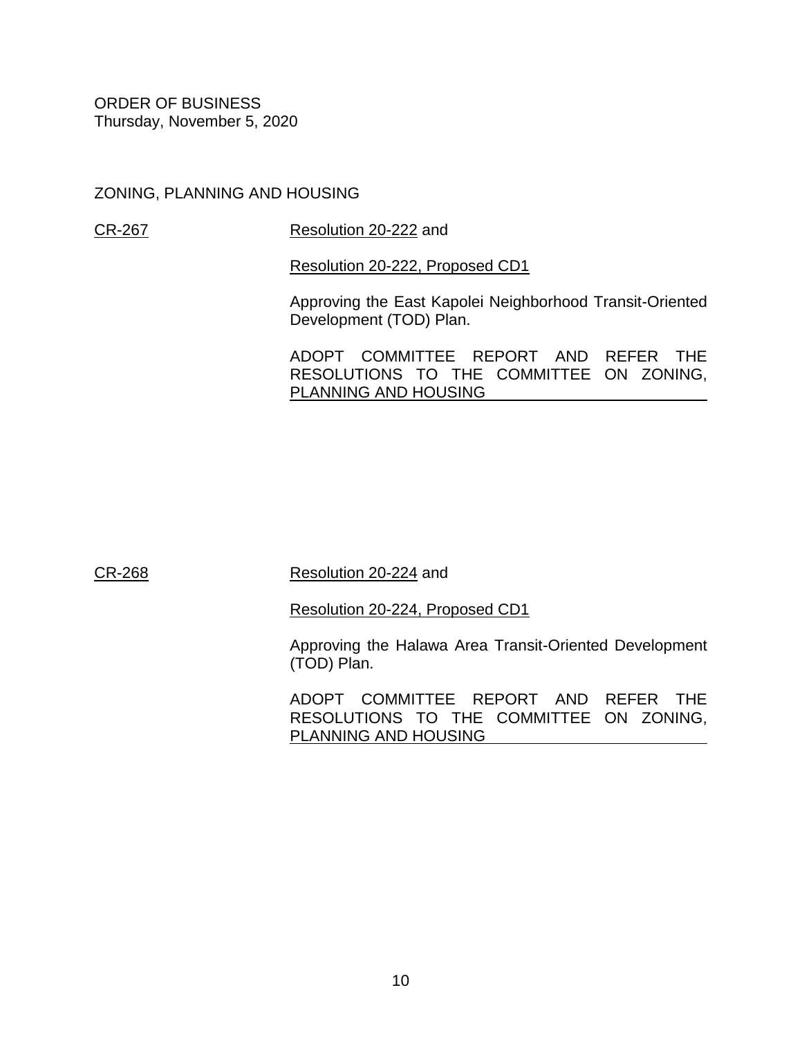ORDER OF BUSINESS
Thursday, November 5, 2020

ZONING, PLANNING AND HOUSING

CR-267 Resolution 20-222 and

Resolution 20-222, Proposed CD1

Approving the East Kapolei Neighborhood Transit-Oriented Development (TOD) Plan.

ADOPT COMMITTEE REPORT AND REFER THE RESOLUTIONS TO THE COMMITTEE ON ZONING, PLANNING AND HOUSING

CR-268 Resolution 20-224 and

Resolution 20-224, Proposed CD1

Approving the Halawa Area Transit-Oriented Development (TOD) Plan.

ADOPT COMMITTEE REPORT AND REFER THE RESOLUTIONS TO THE COMMITTEE ON ZONING, PLANNING AND HOUSING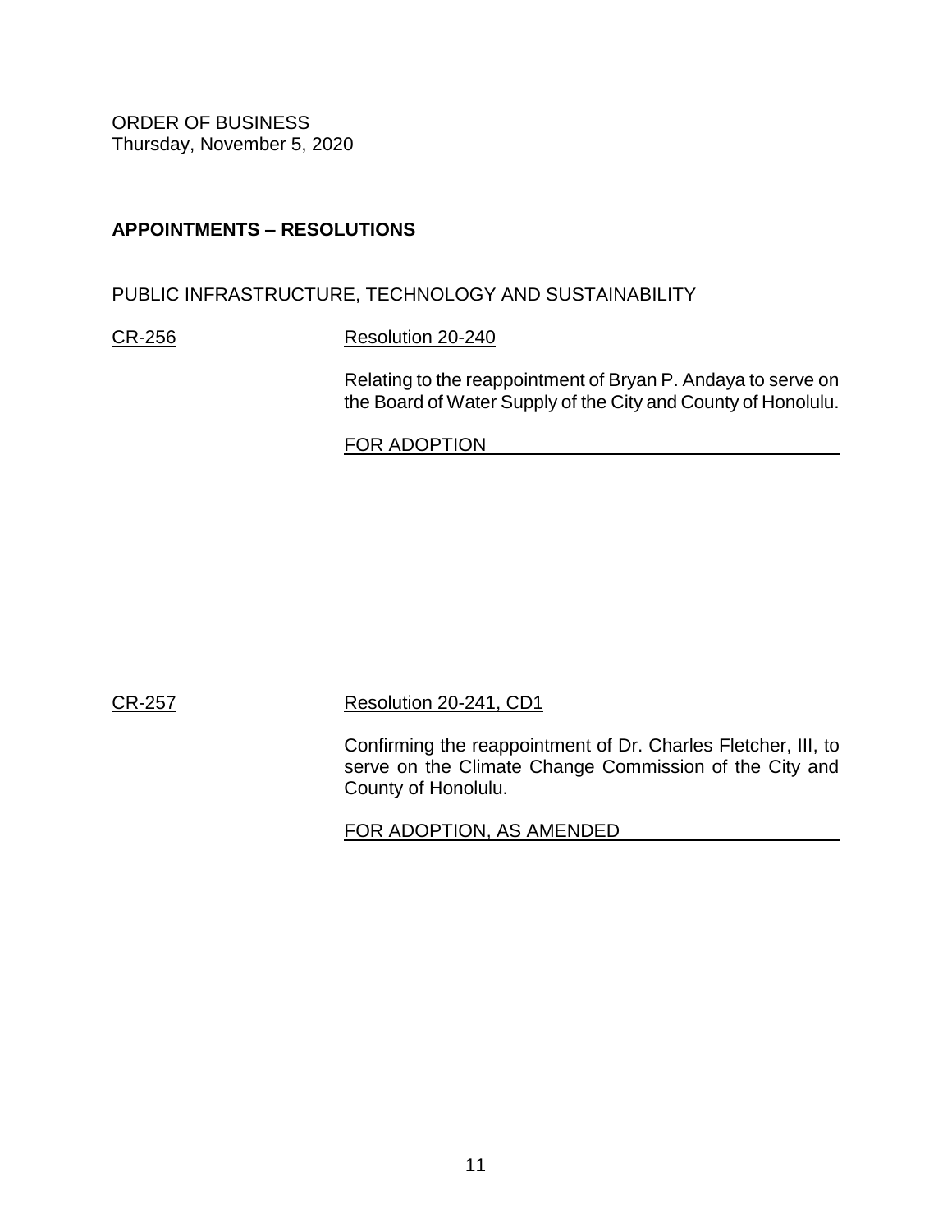ORDER OF BUSINESS
Thursday, November 5, 2020

**APPOINTMENTS – RESOLUTIONS**

PUBLIC INFRASTRUCTURE, TECHNOLOGY AND SUSTAINABILITY

CR-256 Resolution 20-240

Relating to the reappointment of Bryan P. Andaya to serve on the Board of Water Supply of the City and County of Honolulu.

FOR ADOPTION

CR-257 Resolution 20-241, CD1

Confirming the reappointment of Dr. Charles Fletcher, III, to serve on the Climate Change Commission of the City and County of Honolulu.

FOR ADOPTION, AS AMENDED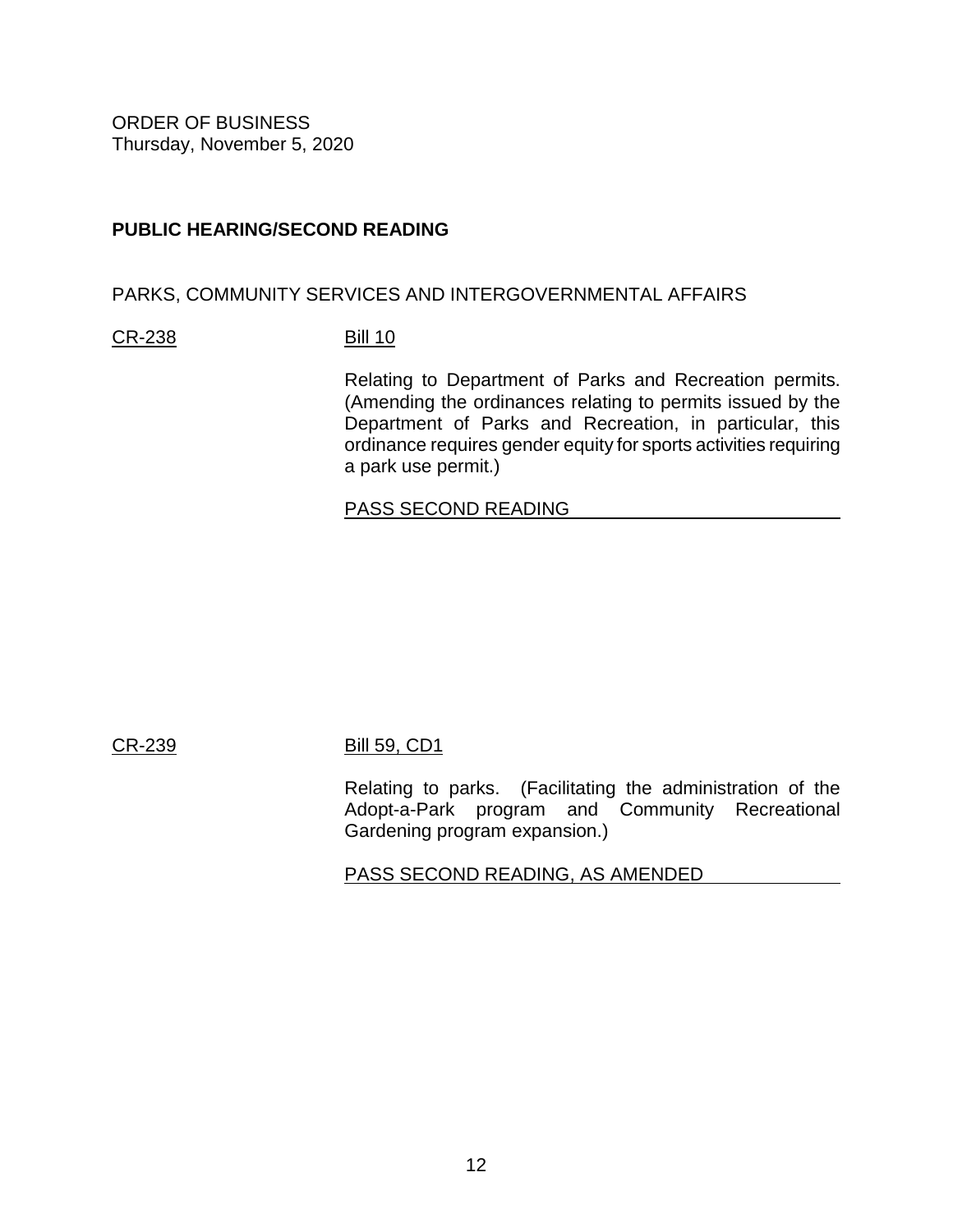ORDER OF BUSINESS
Thursday, November 5, 2020

**PUBLIC HEARING/SECOND READING**

PARKS, COMMUNITY SERVICES AND INTERGOVERNMENTAL AFFAIRS

CR-238 Bill 10

Relating to Department of Parks and Recreation permits. (Amending the ordinances relating to permits issued by the Department of Parks and Recreation, in particular, this ordinance requires gender equity for sports activities requiring a park use permit.)

PASS SECOND READING

CR-239 Bill 59, CD1

Relating to parks. (Facilitating the administration of the Adopt-a-Park program and Community Recreational Gardening program expansion.)

PASS SECOND READING, AS AMENDED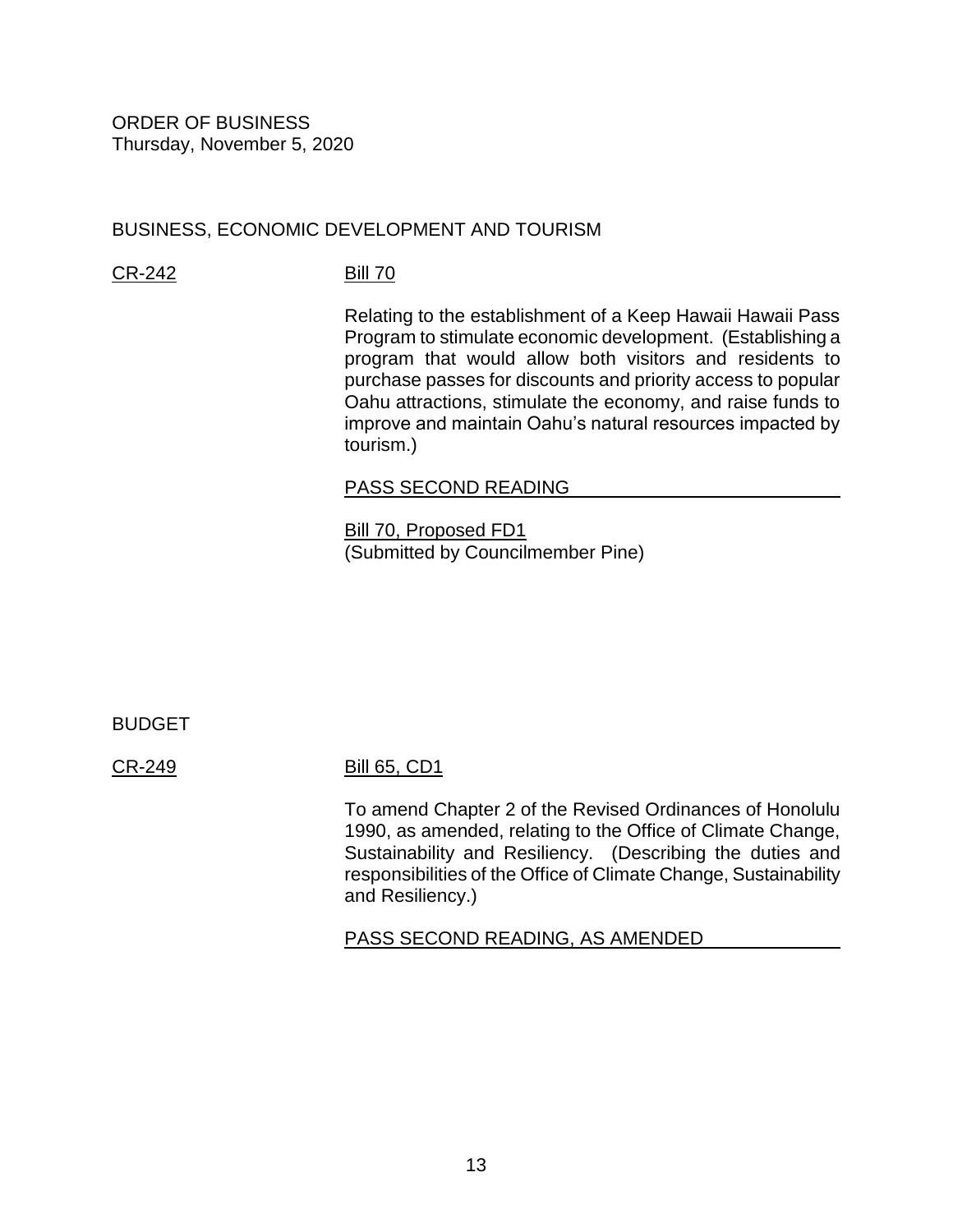ORDER OF BUSINESS
Thursday, November 5, 2020

## BUSINESS, ECONOMIC DEVELOPMENT AND TOURISM

CR-242 Bill 70

Relating to the establishment of a Keep Hawaii Hawaii Pass Program to stimulate economic development. (Establishing a program that would allow both visitors and residents to purchase passes for discounts and priority access to popular Oahu attractions, stimulate the economy, and raise funds to improve and maintain Oahu's natural resources impacted by tourism.)

PASS SECOND READING

Bill 70, Proposed FD1
(Submitted by Councilmember Pine)

## BUDGET

CR-249 Bill 65, CD1

To amend Chapter 2 of the Revised Ordinances of Honolulu 1990, as amended, relating to the Office of Climate Change, Sustainability and Resiliency. (Describing the duties and responsibilities of the Office of Climate Change, Sustainability and Resiliency.)

PASS SECOND READING, AS AMENDED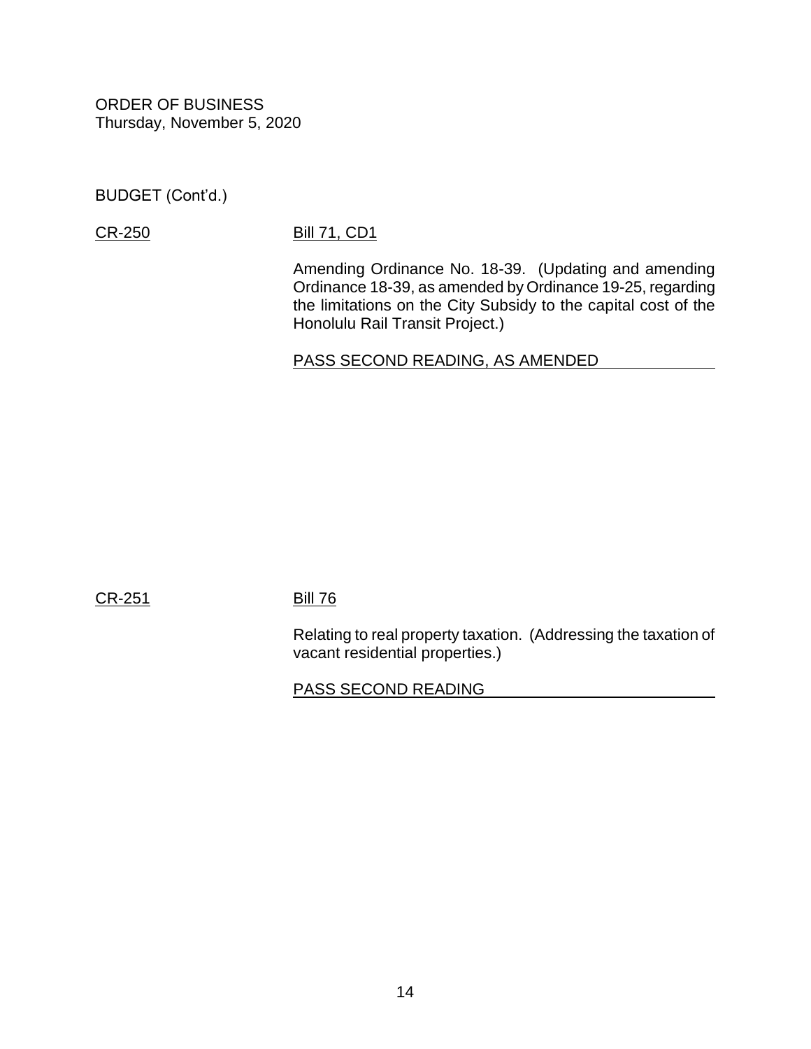ORDER OF BUSINESS
Thursday, November 5, 2020

BUDGET (Cont'd.)

CR-250

Bill 71, CD1

Amending Ordinance No. 18-39. (Updating and amending Ordinance 18-39, as amended by Ordinance 19-25, regarding the limitations on the City Subsidy to the capital cost of the Honolulu Rail Transit Project.)

PASS SECOND READING, AS AMENDED

CR-251

Bill 76

Relating to real property taxation. (Addressing the taxation of vacant residential properties.)

PASS SECOND READING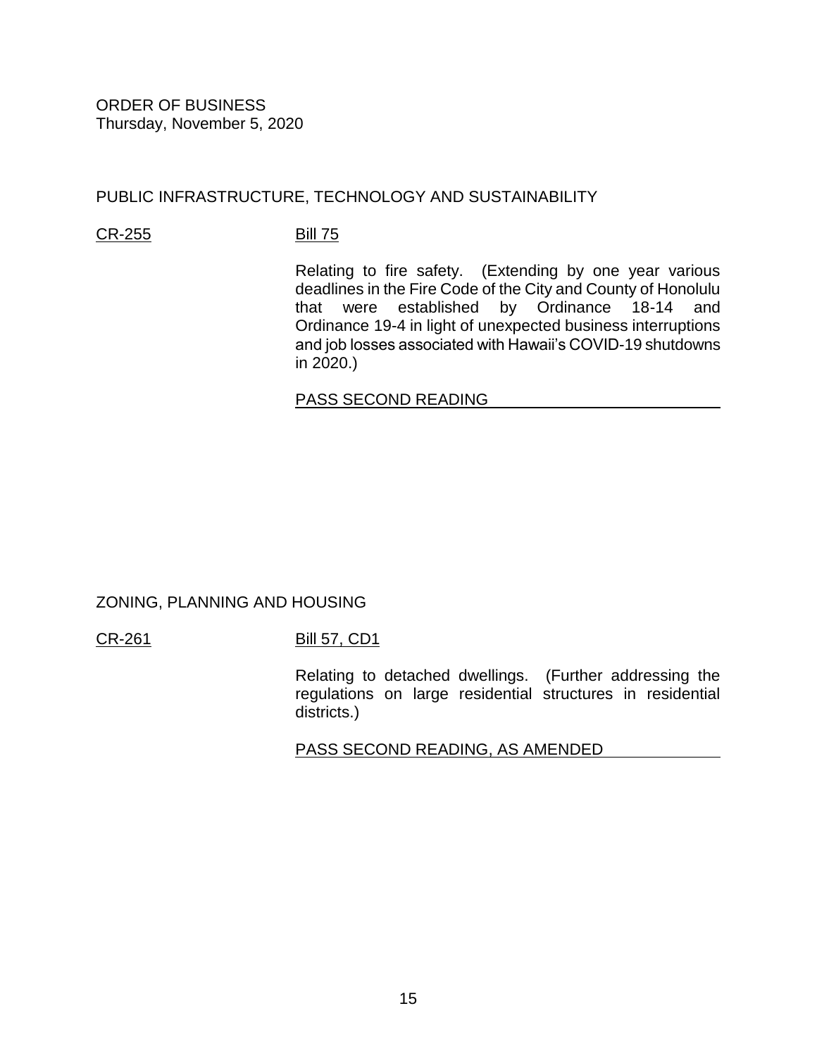ORDER OF BUSINESS
Thursday, November 5, 2020

PUBLIC INFRASTRUCTURE, TECHNOLOGY AND SUSTAINABILITY

CR-255 Bill 75

Relating to fire safety. (Extending by one year various deadlines in the Fire Code of the City and County of Honolulu that were established by Ordinance 18-14 and Ordinance 19-4 in light of unexpected business interruptions and job losses associated with Hawaii's COVID-19 shutdowns in 2020.)

PASS SECOND READING

ZONING, PLANNING AND HOUSING

CR-261 Bill 57, CD1

Relating to detached dwellings. (Further addressing the regulations on large residential structures in residential districts.)

PASS SECOND READING, AS AMENDED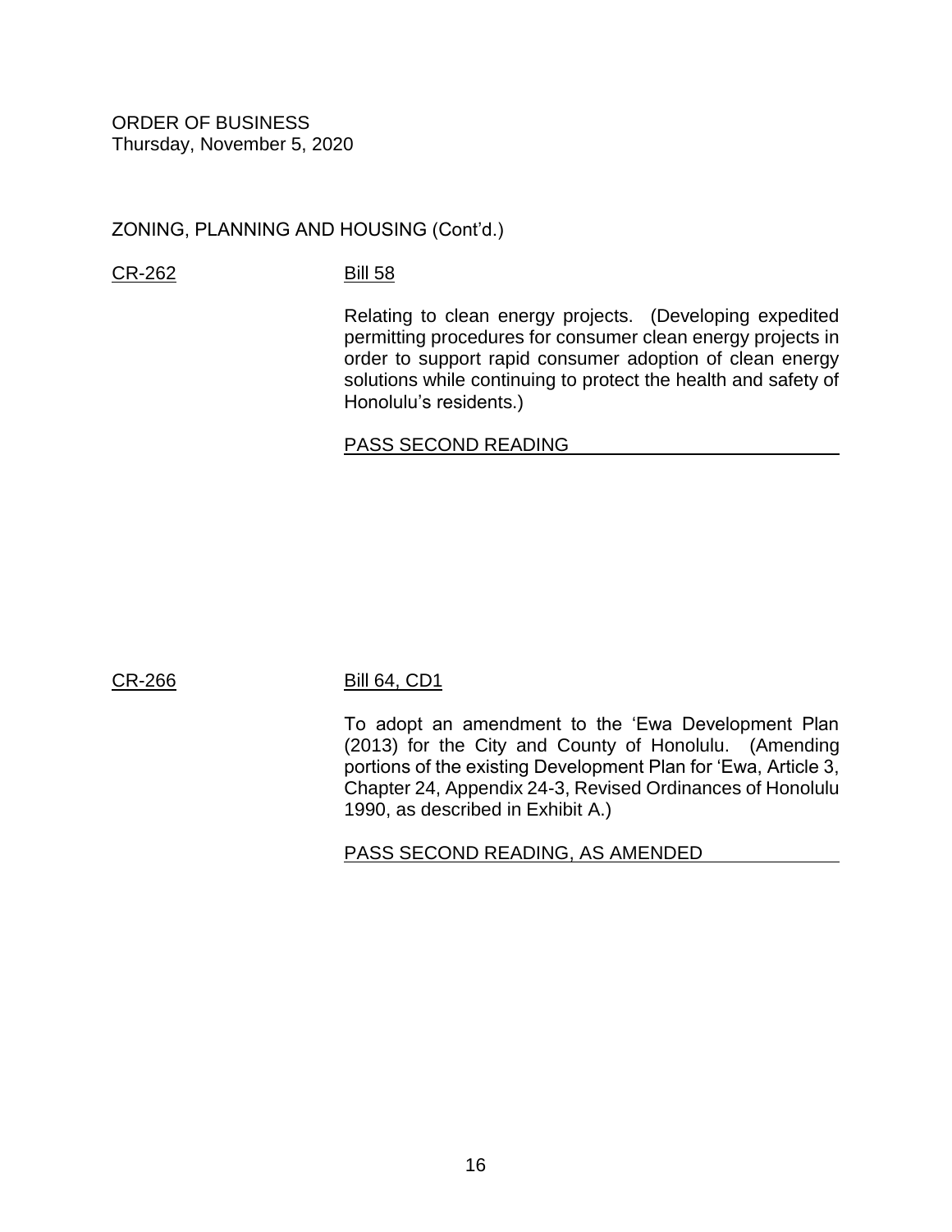ORDER OF BUSINESS
Thursday, November 5, 2020

ZONING, PLANNING AND HOUSING (Cont'd.)

CR-262 Bill 58

Relating to clean energy projects. (Developing expedited permitting procedures for consumer clean energy projects in order to support rapid consumer adoption of clean energy solutions while continuing to protect the health and safety of Honolulu's residents.)

PASS SECOND READING

CR-266 Bill 64, CD1

To adopt an amendment to the 'Ewa Development Plan (2013) for the City and County of Honolulu. (Amending portions of the existing Development Plan for 'Ewa, Article 3, Chapter 24, Appendix 24-3, Revised Ordinances of Honolulu 1990, as described in Exhibit A.)

PASS SECOND READING, AS AMENDED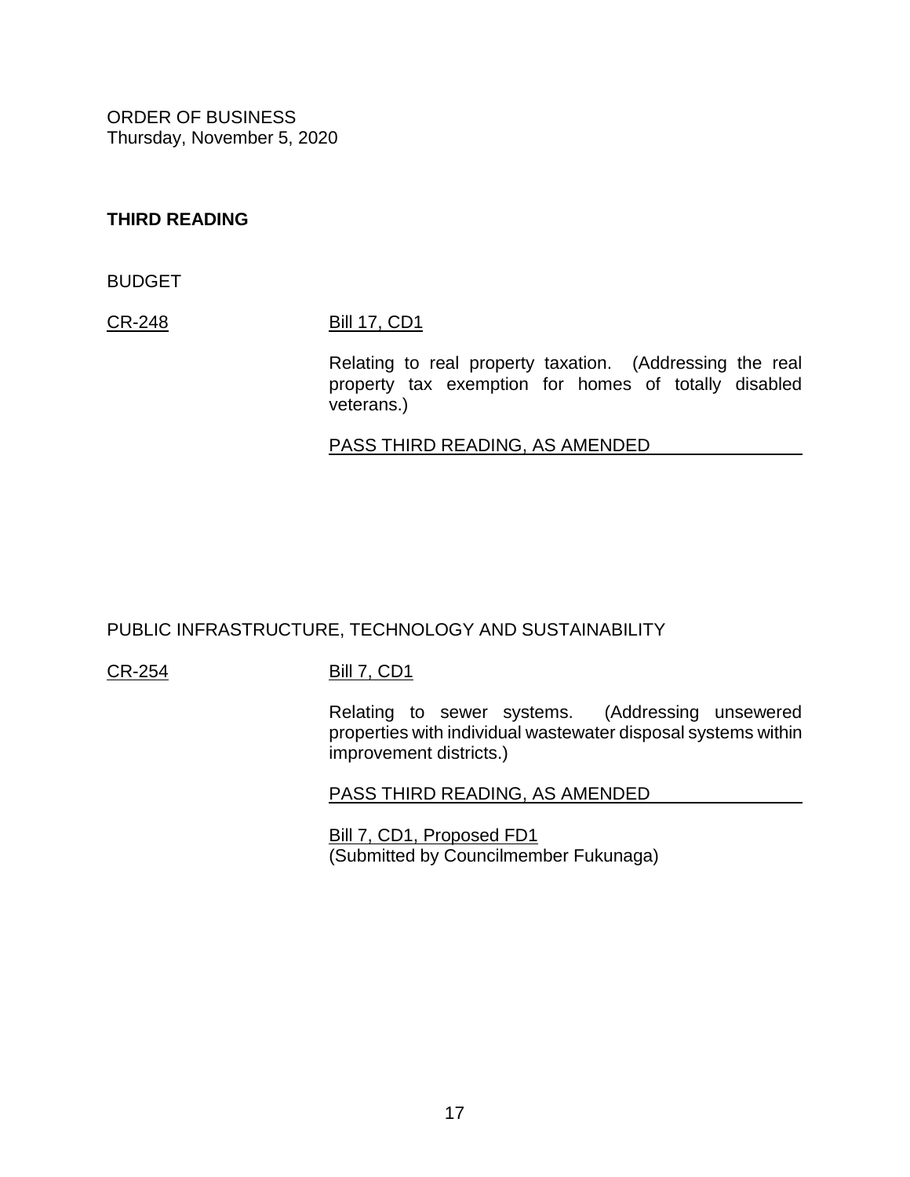ORDER OF BUSINESS
Thursday, November 5, 2020

**THIRD READING**

BUDGET

CR-248 Bill 17, CD1

Relating to real property taxation. (Addressing the real property tax exemption for homes of totally disabled veterans.)

PASS THIRD READING, AS AMENDED

PUBLIC INFRASTRUCTURE, TECHNOLOGY AND SUSTAINABILITY

CR-254 Bill 7, CD1

Relating to sewer systems. (Addressing unsewered properties with individual wastewater disposal systems within improvement districts.)

PASS THIRD READING, AS AMENDED

Bill 7, CD1, Proposed FD1
(Submitted by Councilmember Fukunaga)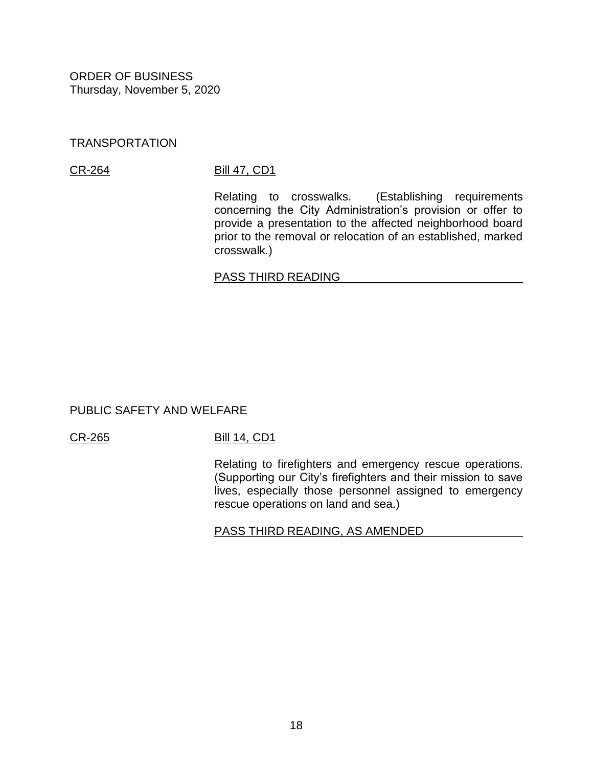ORDER OF BUSINESS
Thursday, November 5, 2020

TRANSPORTATION

CR-264 Bill 47, CD1

Relating to crosswalks. (Establishing requirements concerning the City Administration's provision or offer to provide a presentation to the affected neighborhood board prior to the removal or relocation of an established, marked crosswalk.)

PASS THIRD READING

PUBLIC SAFETY AND WELFARE

CR-265 Bill 14, CD1

Relating to firefighters and emergency rescue operations. (Supporting our City's firefighters and their mission to save lives, especially those personnel assigned to emergency rescue operations on land and sea.)

PASS THIRD READING, AS AMENDED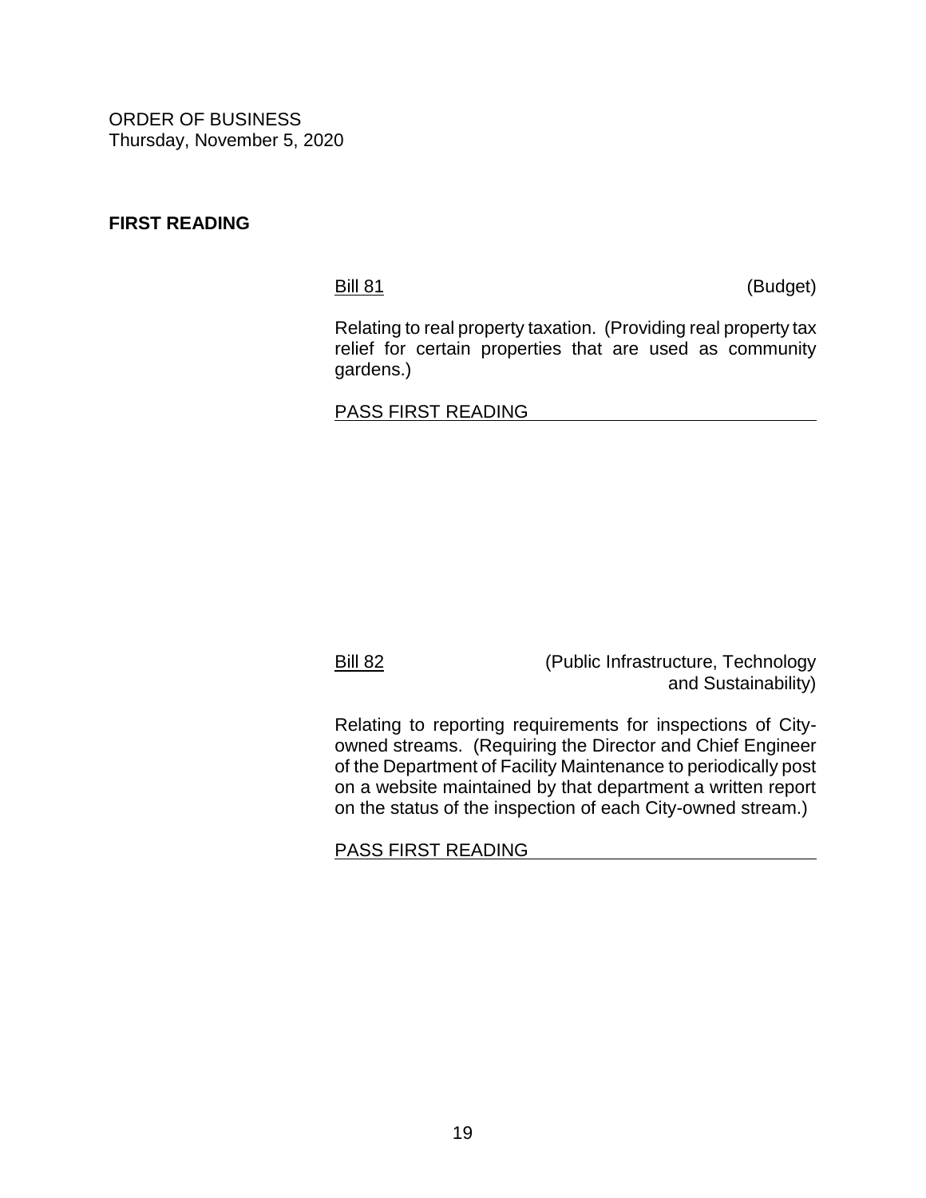ORDER OF BUSINESS
Thursday, November 5, 2020

**FIRST READING**

Bill 81 (Budget)

Relating to real property taxation. (Providing real property tax relief for certain properties that are used as community gardens.)

PASS FIRST READING

Bill 82 (Public Infrastructure, Technology and Sustainability)

Relating to reporting requirements for inspections of City-owned streams. (Requiring the Director and Chief Engineer of the Department of Facility Maintenance to periodically post on a website maintained by that department a written report on the status of the inspection of each City-owned stream.)

PASS FIRST READING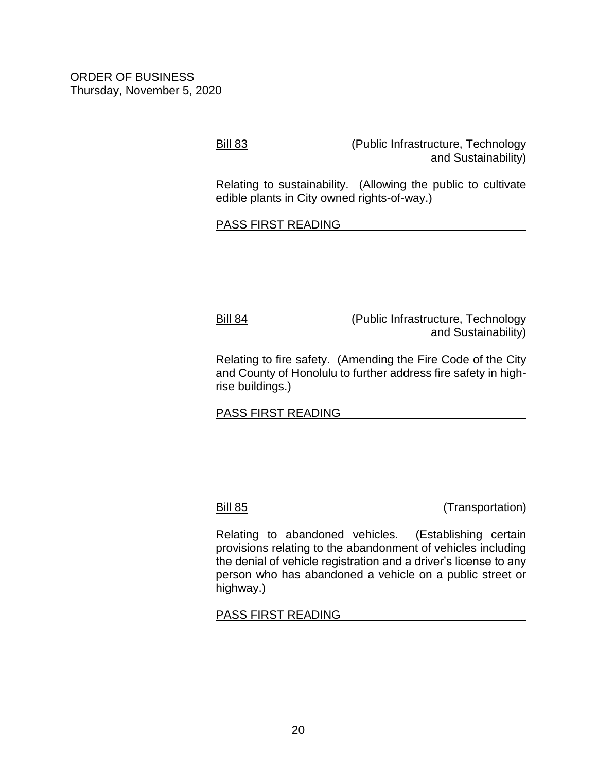ORDER OF BUSINESS
Thursday, November 5, 2020

Bill 83 (Public Infrastructure, Technology and Sustainability)

Relating to sustainability. (Allowing the public to cultivate edible plants in City owned rights-of-way.)

PASS FIRST READING

Bill 84 (Public Infrastructure, Technology and Sustainability)

Relating to fire safety. (Amending the Fire Code of the City and County of Honolulu to further address fire safety in high-rise buildings.)

PASS FIRST READING

Bill 85 (Transportation)

Relating to abandoned vehicles. (Establishing certain provisions relating to the abandonment of vehicles including the denial of vehicle registration and a driver's license to any person who has abandoned a vehicle on a public street or highway.)

PASS FIRST READING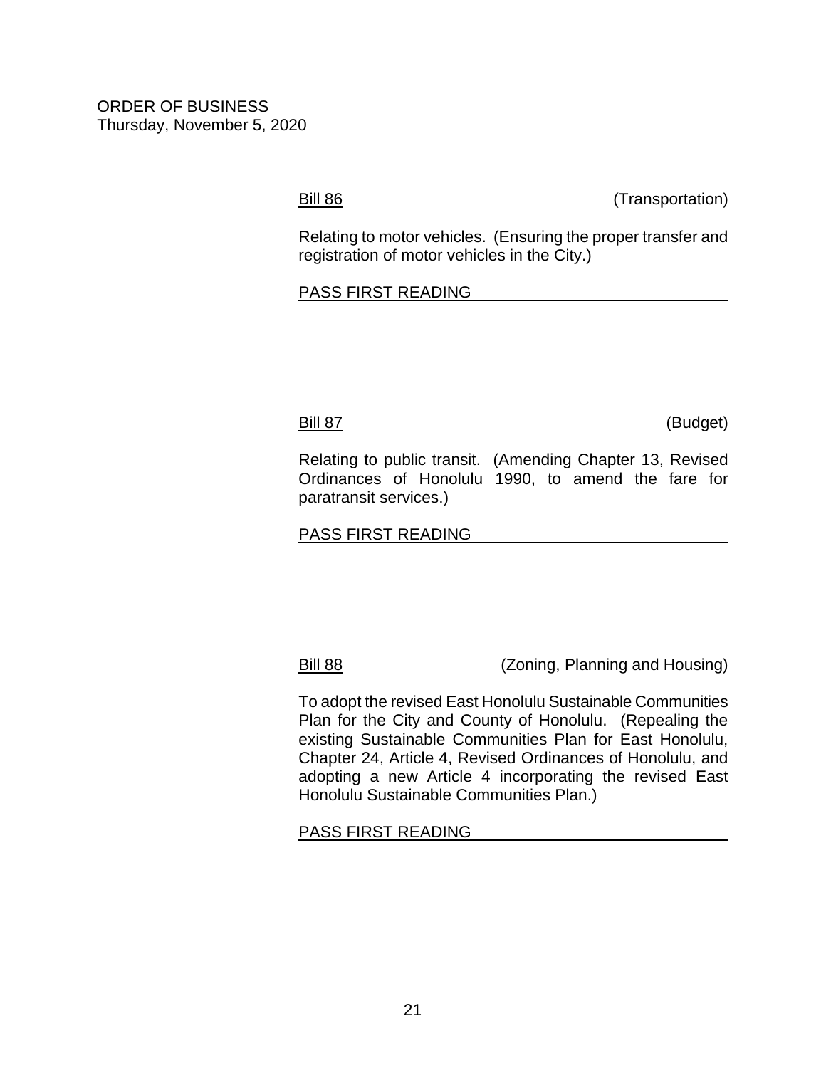ORDER OF BUSINESS
Thursday, November 5, 2020

<u>Bill 86</u> (Transportation)

Relating to motor vehicles. (Ensuring the proper transfer and registration of motor vehicles in the City.)

<u>PASS FIRST READING</u>

<u>Bill 87</u> (Budget)

Relating to public transit. (Amending Chapter 13, Revised Ordinances of Honolulu 1990, to amend the fare for paratransit services.)

<u>PASS FIRST READING</u>

<u>Bill 88</u> (Zoning, Planning and Housing)

To adopt the revised East Honolulu Sustainable Communities Plan for the City and County of Honolulu. (Repealing the existing Sustainable Communities Plan for East Honolulu, Chapter 24, Article 4, Revised Ordinances of Honolulu, and adopting a new Article 4 incorporating the revised East Honolulu Sustainable Communities Plan.)

<u>PASS FIRST READING</u>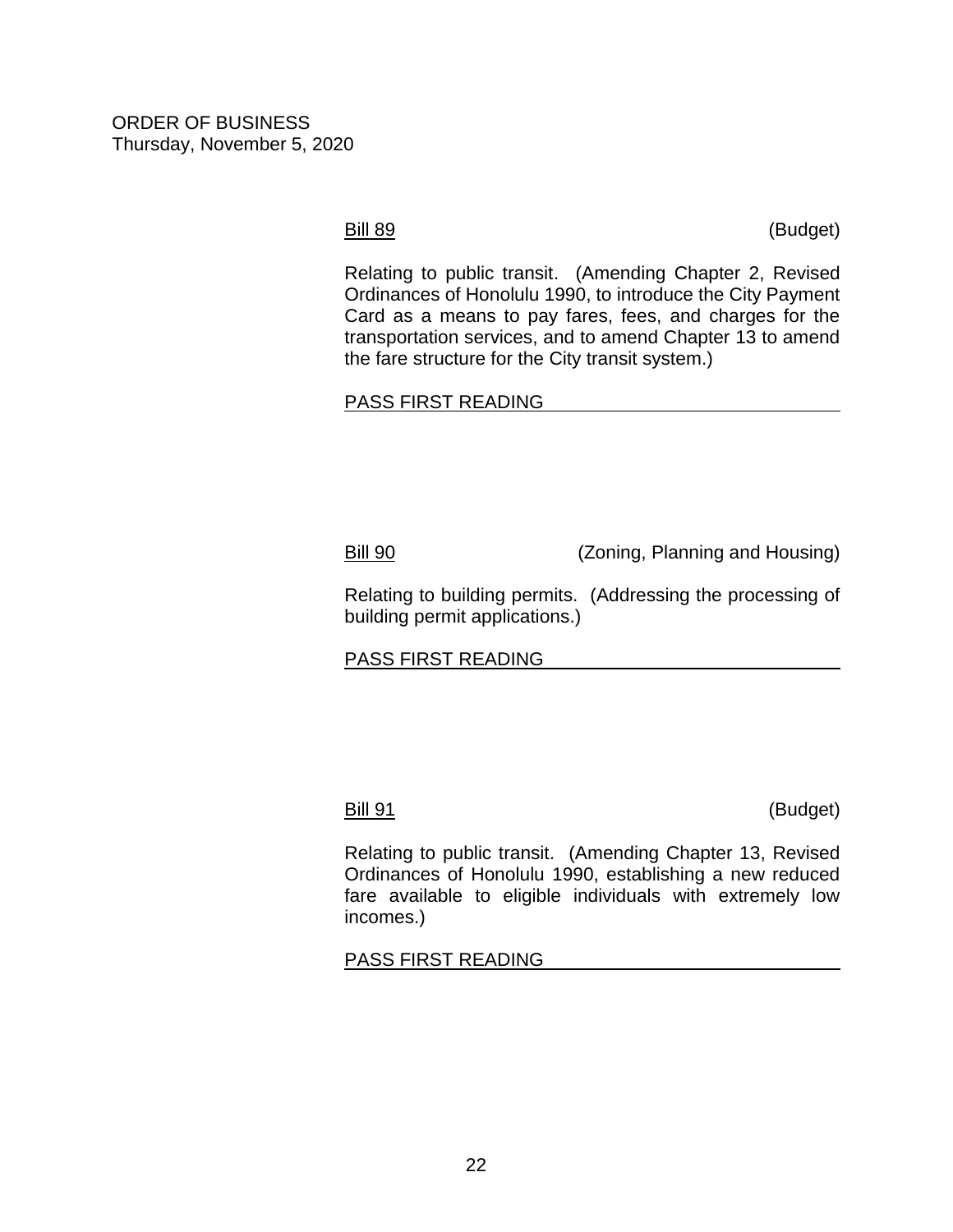ORDER OF BUSINESS
Thursday, November 5, 2020

Bill 89 (Budget)

Relating to public transit. (Amending Chapter 2, Revised Ordinances of Honolulu 1990, to introduce the City Payment Card as a means to pay fares, fees, and charges for the transportation services, and to amend Chapter 13 to amend the fare structure for the City transit system.)

PASS FIRST READING

Bill 90 (Zoning, Planning and Housing)

Relating to building permits. (Addressing the processing of building permit applications.)

PASS FIRST READING

Bill 91 (Budget)

Relating to public transit. (Amending Chapter 13, Revised Ordinances of Honolulu 1990, establishing a new reduced fare available to eligible individuals with extremely low incomes.)

PASS FIRST READING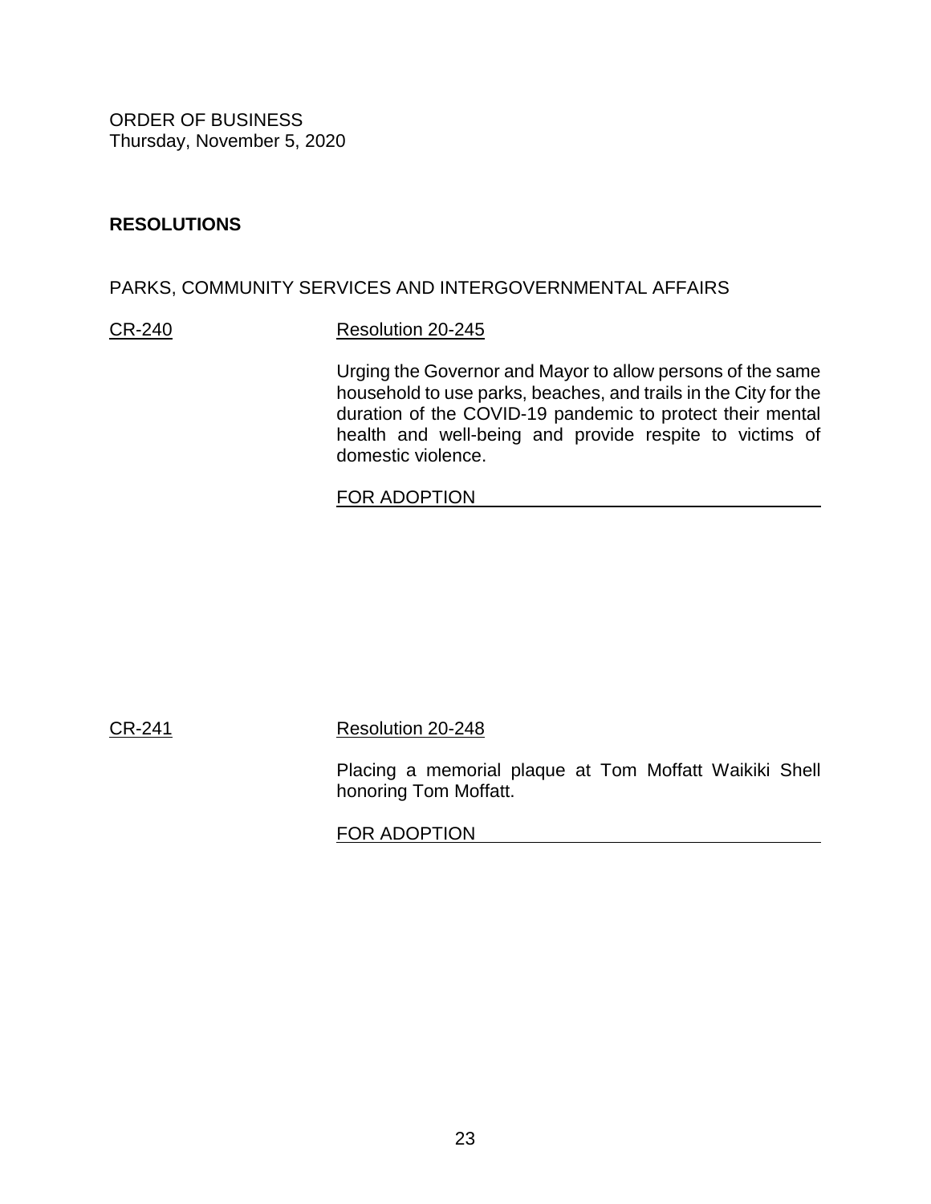ORDER OF BUSINESS
Thursday, November 5, 2020

**RESOLUTIONS**

PARKS, COMMUNITY SERVICES AND INTERGOVERNMENTAL AFFAIRS

CR-240 Resolution 20-245

Urging the Governor and Mayor to allow persons of the same household to use parks, beaches, and trails in the City for the duration of the COVID-19 pandemic to protect their mental health and well-being and provide respite to victims of domestic violence.

FOR ADOPTION

CR-241 Resolution 20-248

Placing a memorial plaque at Tom Moffatt Waikiki Shell honoring Tom Moffatt.

FOR ADOPTION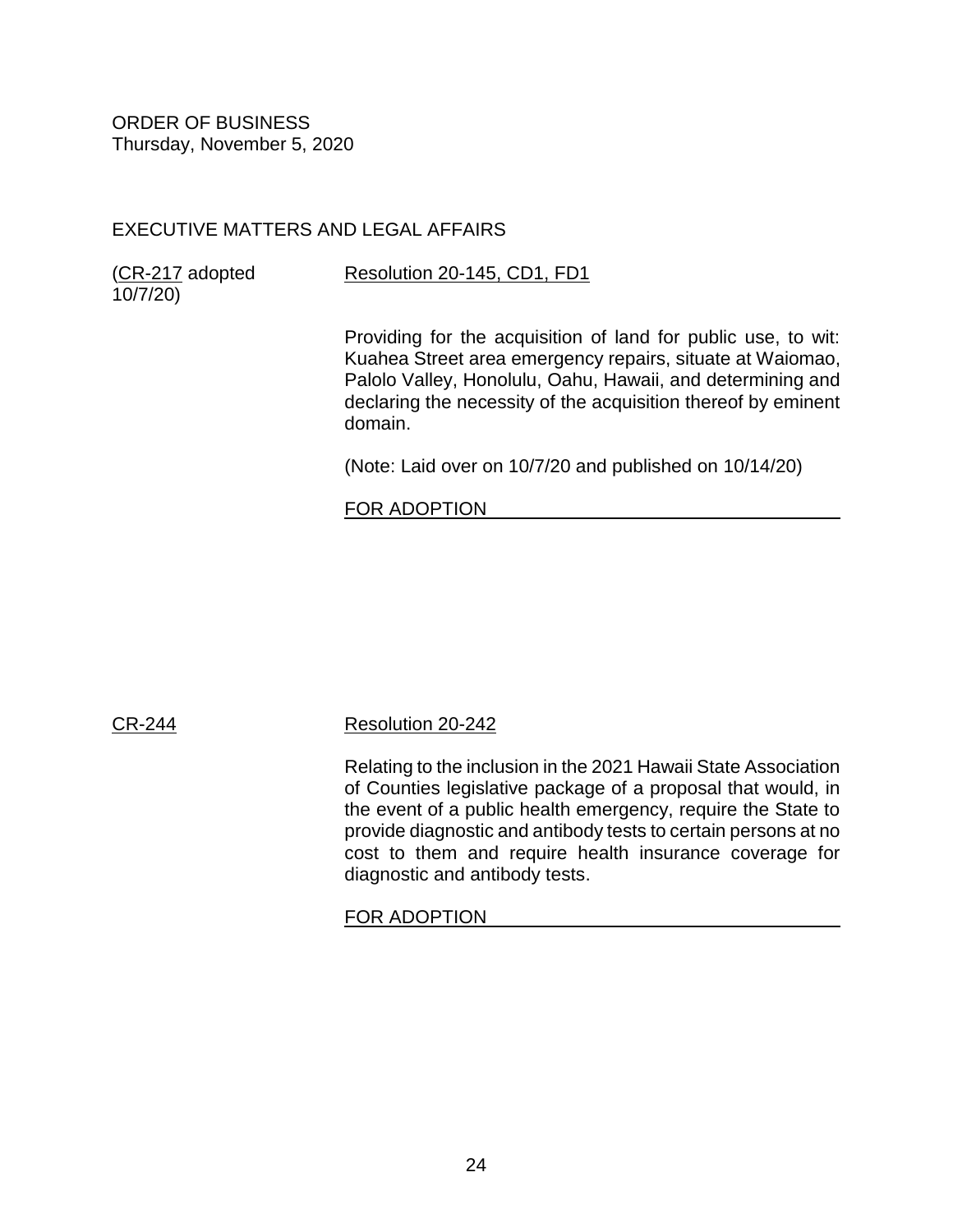ORDER OF BUSINESS
Thursday, November 5, 2020

## EXECUTIVE MATTERS AND LEGAL AFFAIRS

(CR-217 adopted 10/7/20)

Resolution 20-145, CD1, FD1

Providing for the acquisition of land for public use, to wit: Kuahea Street area emergency repairs, situate at Waiomao, Palolo Valley, Honolulu, Oahu, Hawaii, and determining and declaring the necessity of the acquisition thereof by eminent domain.

(Note: Laid over on 10/7/20 and published on 10/14/20)

FOR ADOPTION

CR-244

Resolution 20-242

Relating to the inclusion in the 2021 Hawaii State Association of Counties legislative package of a proposal that would, in the event of a public health emergency, require the State to provide diagnostic and antibody tests to certain persons at no cost to them and require health insurance coverage for diagnostic and antibody tests.

FOR ADOPTION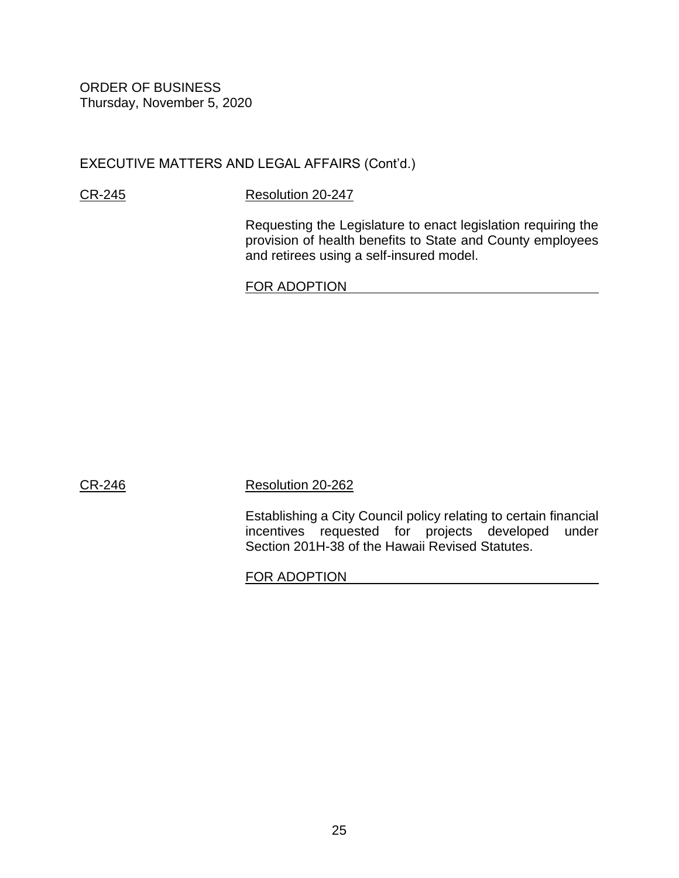ORDER OF BUSINESS
Thursday, November 5, 2020

EXECUTIVE MATTERS AND LEGAL AFFAIRS (Cont'd.)

CR-245 Resolution 20-247

Requesting the Legislature to enact legislation requiring the provision of health benefits to State and County employees and retirees using a self-insured model.

FOR ADOPTION

CR-246 Resolution 20-262

Establishing a City Council policy relating to certain financial incentives requested for projects developed under Section 201H-38 of the Hawaii Revised Statutes.

FOR ADOPTION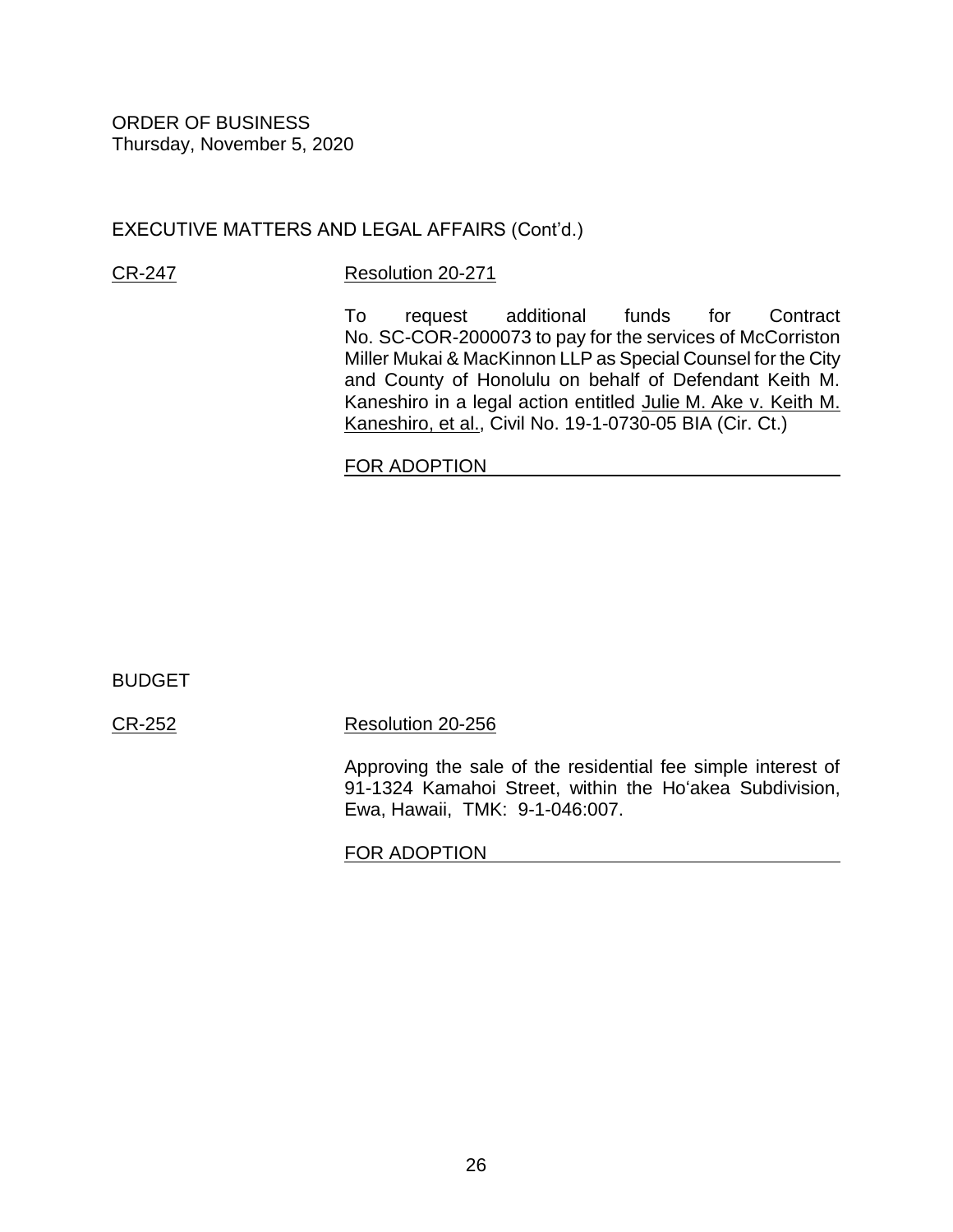ORDER OF BUSINESS
Thursday, November 5, 2020

EXECUTIVE MATTERS AND LEGAL AFFAIRS (Cont'd.)

CR-247 Resolution 20-271

To request additional funds for Contract No. SC-COR-2000073 to pay for the services of McCorriston Miller Mukai & MacKinnon LLP as Special Counsel for the City and County of Honolulu on behalf of Defendant Keith M. Kaneshiro in a legal action entitled Julie M. Ake v. Keith M. Kaneshiro, et al., Civil No. 19-1-0730-05 BIA (Cir. Ct.)

FOR ADOPTION

BUDGET

CR-252 Resolution 20-256

Approving the sale of the residential fee simple interest of 91-1324 Kamahoi Street, within the Ho'akea Subdivision, Ewa, Hawaii, TMK: 9-1-046:007.

FOR ADOPTION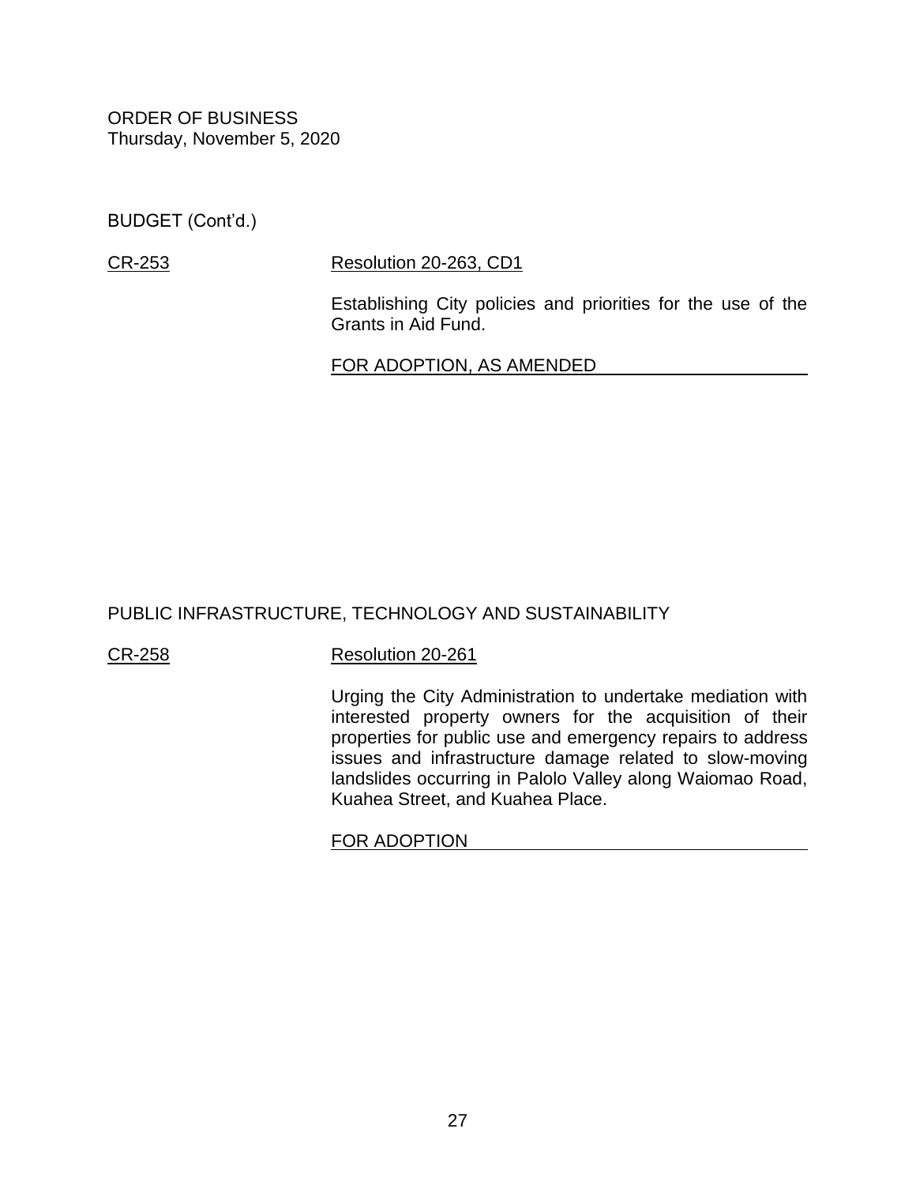ORDER OF BUSINESS
Thursday, November 5, 2020

BUDGET (Cont'd.)

CR-253 Resolution 20-263, CD1

Establishing City policies and priorities for the use of the Grants in Aid Fund.

FOR ADOPTION, AS AMENDED

PUBLIC INFRASTRUCTURE, TECHNOLOGY AND SUSTAINABILITY

CR-258 Resolution 20-261

Urging the City Administration to undertake mediation with interested property owners for the acquisition of their properties for public use and emergency repairs to address issues and infrastructure damage related to slow-moving landslides occurring in Palolo Valley along Waiomao Road, Kuahea Street, and Kuahea Place.

FOR ADOPTION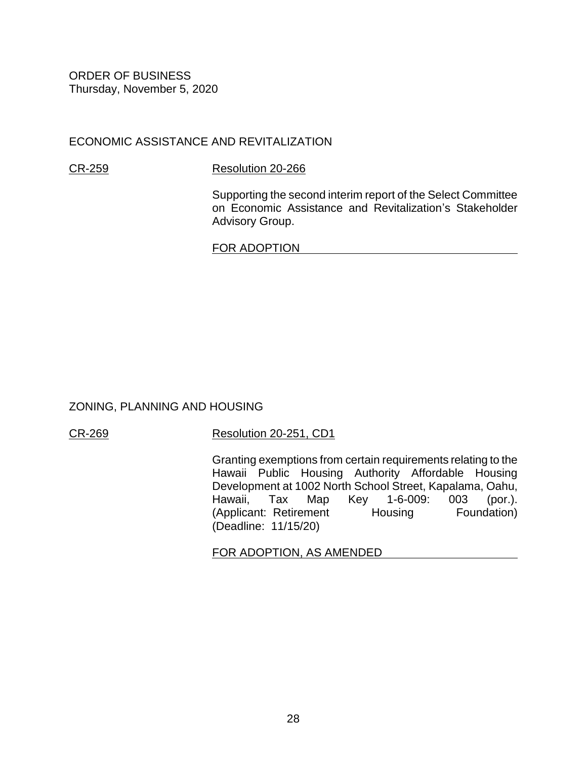ORDER OF BUSINESS
Thursday, November 5, 2020

## ECONOMIC ASSISTANCE AND REVITALIZATION

CR-259 Resolution 20-266

Supporting the second interim report of the Select Committee on Economic Assistance and Revitalization's Stakeholder Advisory Group.

FOR ADOPTION

## ZONING, PLANNING AND HOUSING

CR-269 Resolution 20-251, CD1

Granting exemptions from certain requirements relating to the Hawaii Public Housing Authority Affordable Housing Development at 1002 North School Street, Kapalama, Oahu, Hawaii, Tax Map Key 1-6-009: 003 (por.). (Applicant: Retirement Housing Foundation) (Deadline: 11/15/20)

FOR ADOPTION, AS AMENDED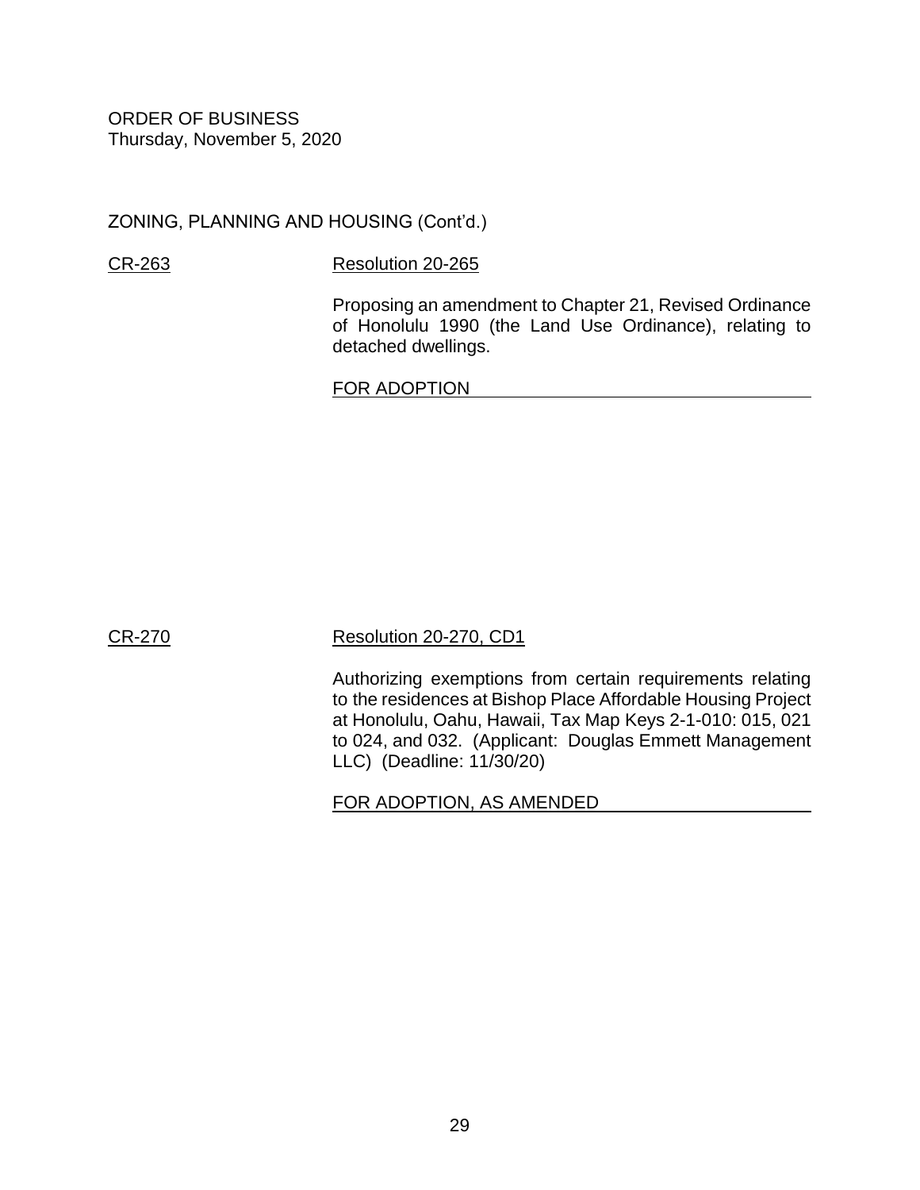ORDER OF BUSINESS
Thursday, November 5, 2020

ZONING, PLANNING AND HOUSING (Cont'd.)

CR-263 Resolution 20-265

Proposing an amendment to Chapter 21, Revised Ordinance of Honolulu 1990 (the Land Use Ordinance), relating to detached dwellings.

FOR ADOPTION

CR-270 Resolution 20-270, CD1

Authorizing exemptions from certain requirements relating to the residences at Bishop Place Affordable Housing Project at Honolulu, Oahu, Hawaii, Tax Map Keys 2-1-010: 015, 021 to 024, and 032. (Applicant: Douglas Emmett Management LLC) (Deadline: 11/30/20)

FOR ADOPTION, AS AMENDED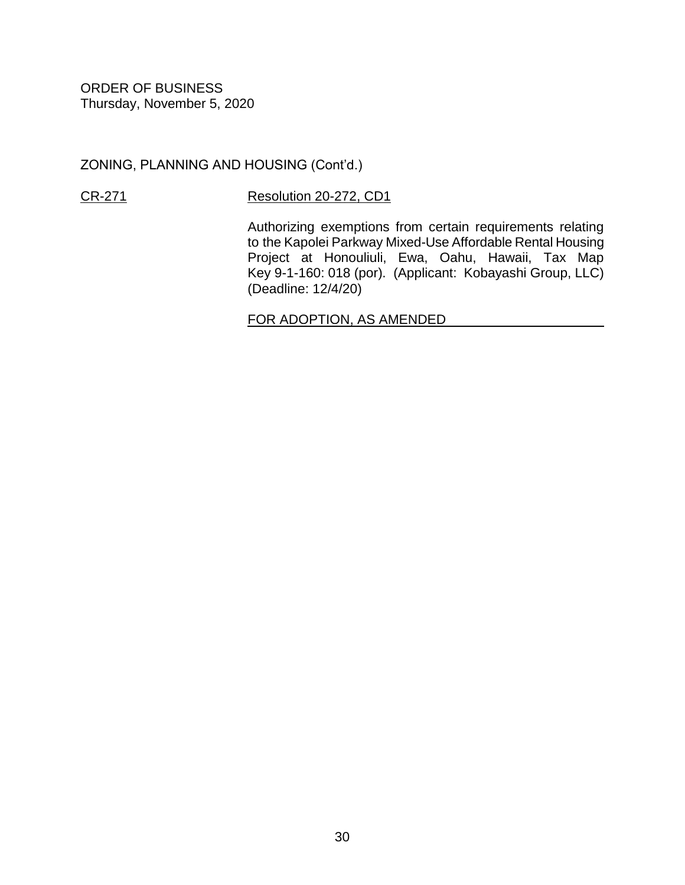ORDER OF BUSINESS
Thursday, November 5, 2020

ZONING, PLANNING AND HOUSING (Cont'd.)

CR-271 Resolution 20-272, CD1

Authorizing exemptions from certain requirements relating to the Kapolei Parkway Mixed-Use Affordable Rental Housing Project at Honouliuli, Ewa, Oahu, Hawaii, Tax Map Key 9-1-160: 018 (por). (Applicant: Kobayashi Group, LLC) (Deadline: 12/4/20)

FOR ADOPTION, AS AMENDED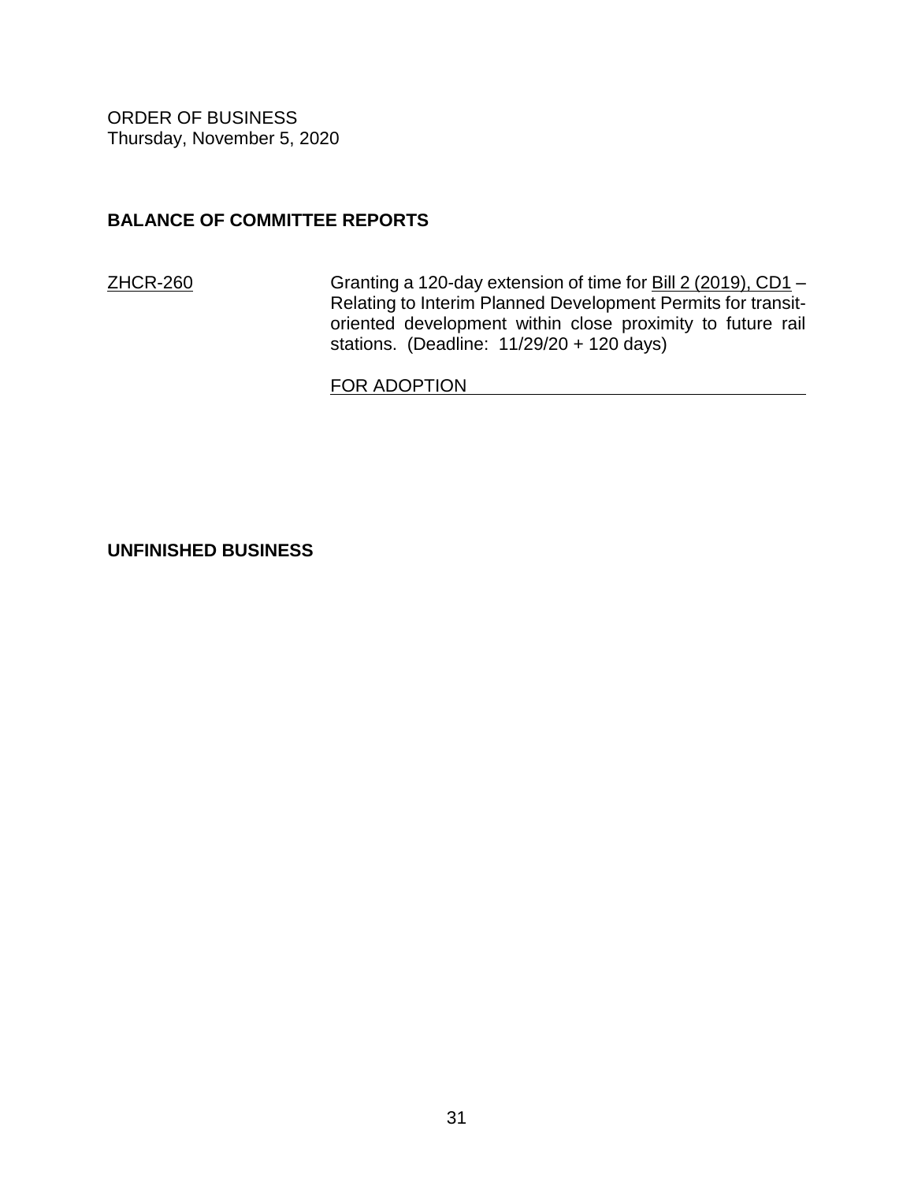ORDER OF BUSINESS
Thursday, November 5, 2020

## BALANCE OF COMMITTEE REPORTS

ZHCR-260 — Granting a 120-day extension of time for Bill 2 (2019), CD1 – Relating to Interim Planned Development Permits for transit-oriented development within close proximity to future rail stations. (Deadline: 11/29/20 + 120 days)

FOR ADOPTION

## UNFINISHED BUSINESS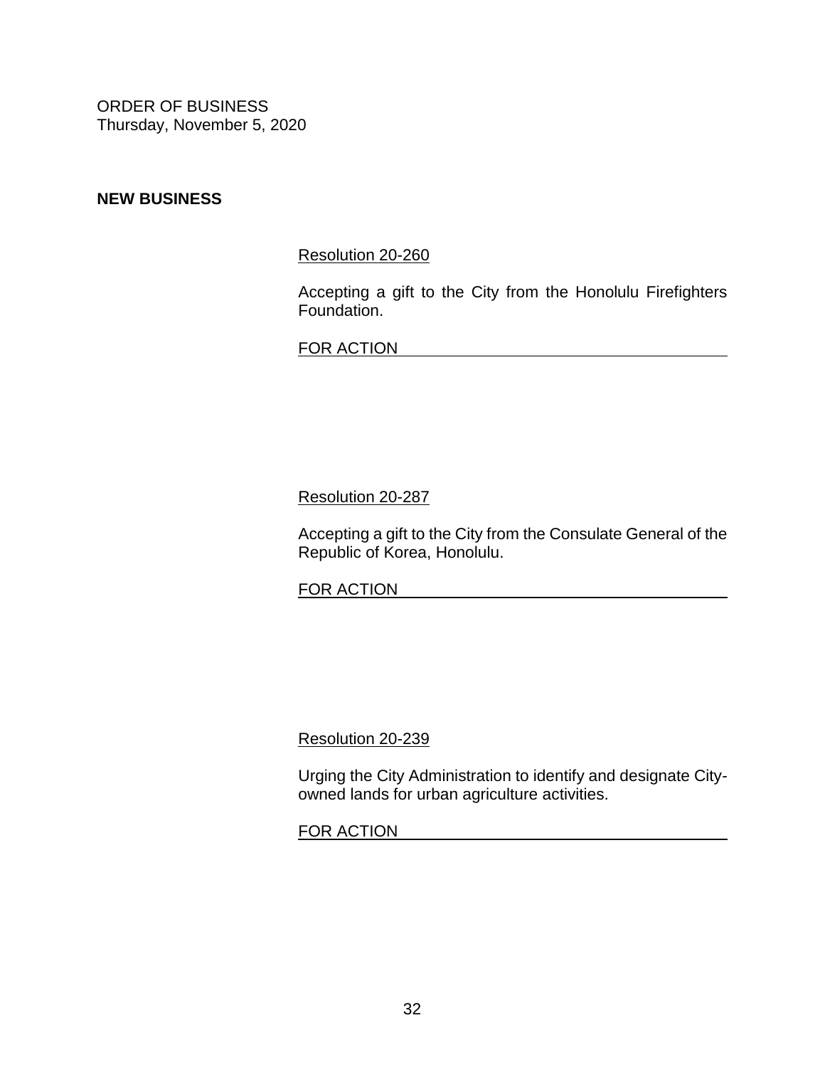ORDER OF BUSINESS
Thursday, November 5, 2020

**NEW BUSINESS**

Resolution 20-260

Accepting a gift to the City from the Honolulu Firefighters Foundation.

FOR ACTION

Resolution 20-287

Accepting a gift to the City from the Consulate General of the Republic of Korea, Honolulu.

FOR ACTION

Resolution 20-239

Urging the City Administration to identify and designate City-owned lands for urban agriculture activities.

FOR ACTION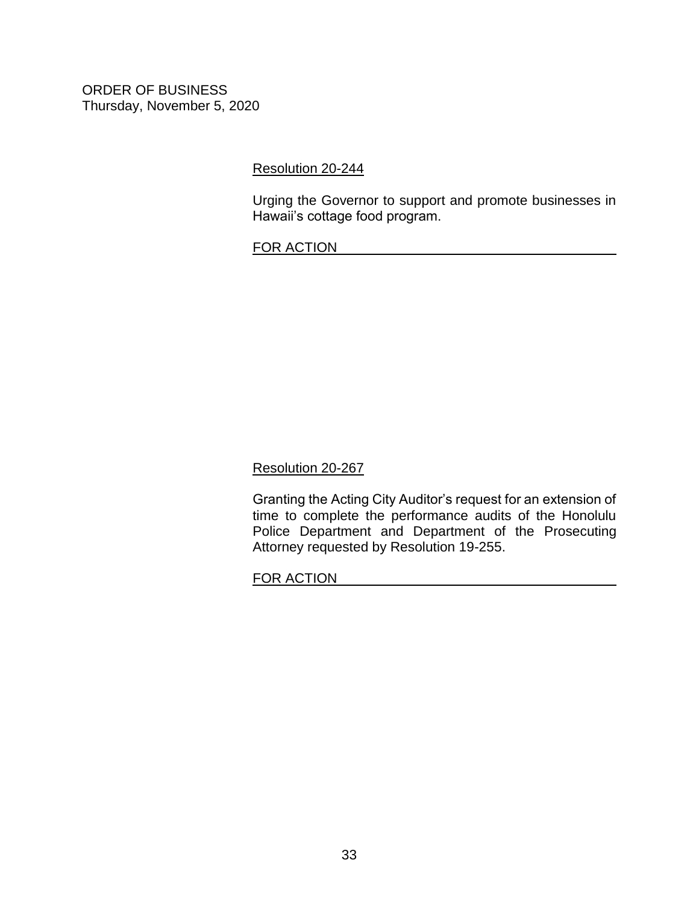ORDER OF BUSINESS
Thursday, November 5, 2020

Resolution 20-244

Urging the Governor to support and promote businesses in Hawaii's cottage food program.

FOR ACTION

Resolution 20-267

Granting the Acting City Auditor's request for an extension of time to complete the performance audits of the Honolulu Police Department and Department of the Prosecuting Attorney requested by Resolution 19-255.

FOR ACTION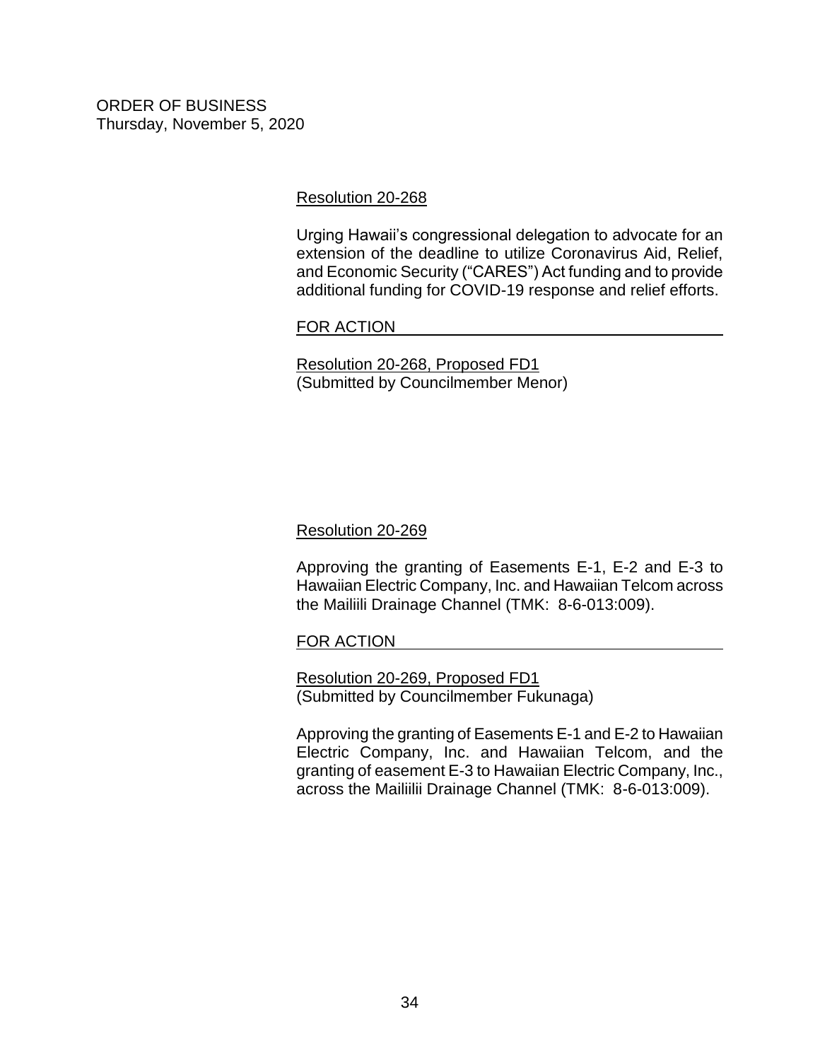ORDER OF BUSINESS
Thursday, November 5, 2020

Resolution 20-268

Urging Hawaii's congressional delegation to advocate for an extension of the deadline to utilize Coronavirus Aid, Relief, and Economic Security ("CARES") Act funding and to provide additional funding for COVID-19 response and relief efforts.

FOR ACTION

Resolution 20-268, Proposed FD1
(Submitted by Councilmember Menor)

Resolution 20-269

Approving the granting of Easements E-1, E-2 and E-3 to Hawaiian Electric Company, Inc. and Hawaiian Telcom across the Mailiili Drainage Channel (TMK: 8-6-013:009).

FOR ACTION

Resolution 20-269, Proposed FD1
(Submitted by Councilmember Fukunaga)

Approving the granting of Easements E-1 and E-2 to Hawaiian Electric Company, Inc. and Hawaiian Telcom, and the granting of easement E-3 to Hawaiian Electric Company, Inc., across the Mailiilii Drainage Channel (TMK: 8-6-013:009).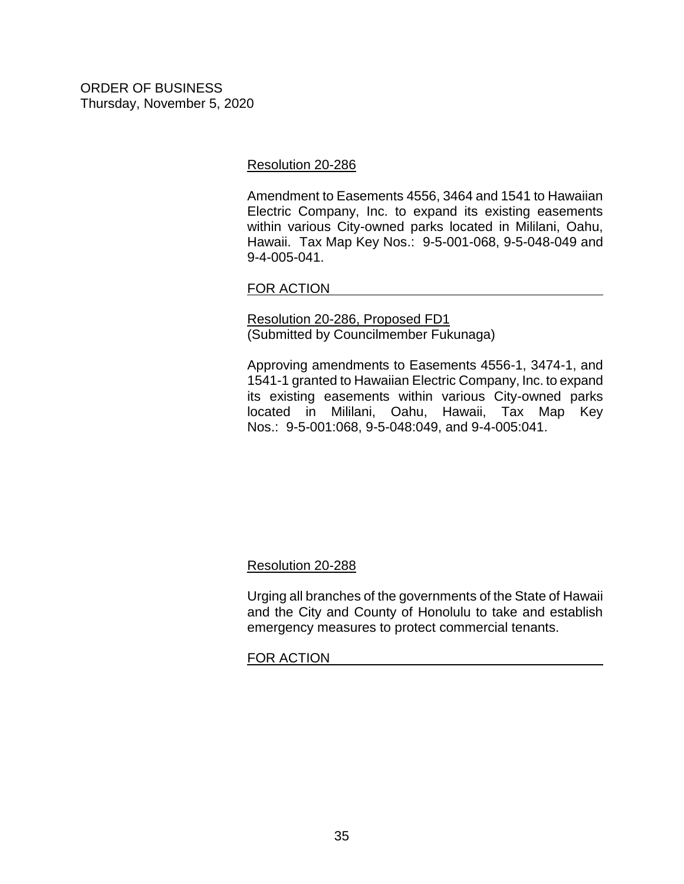ORDER OF BUSINESS
Thursday, November 5, 2020

Resolution 20-286

Amendment to Easements 4556, 3464 and 1541 to Hawaiian Electric Company, Inc. to expand its existing easements within various City-owned parks located in Mililani, Oahu, Hawaii. Tax Map Key Nos.: 9-5-001-068, 9-5-048-049 and 9-4-005-041.

FOR ACTION

Resolution 20-286, Proposed FD1
(Submitted by Councilmember Fukunaga)

Approving amendments to Easements 4556-1, 3474-1, and 1541-1 granted to Hawaiian Electric Company, Inc. to expand its existing easements within various City-owned parks located in Mililani, Oahu, Hawaii, Tax Map Key Nos.: 9-5-001:068, 9-5-048:049, and 9-4-005:041.

Resolution 20-288

Urging all branches of the governments of the State of Hawaii and the City and County of Honolulu to take and establish emergency measures to protect commercial tenants.

FOR ACTION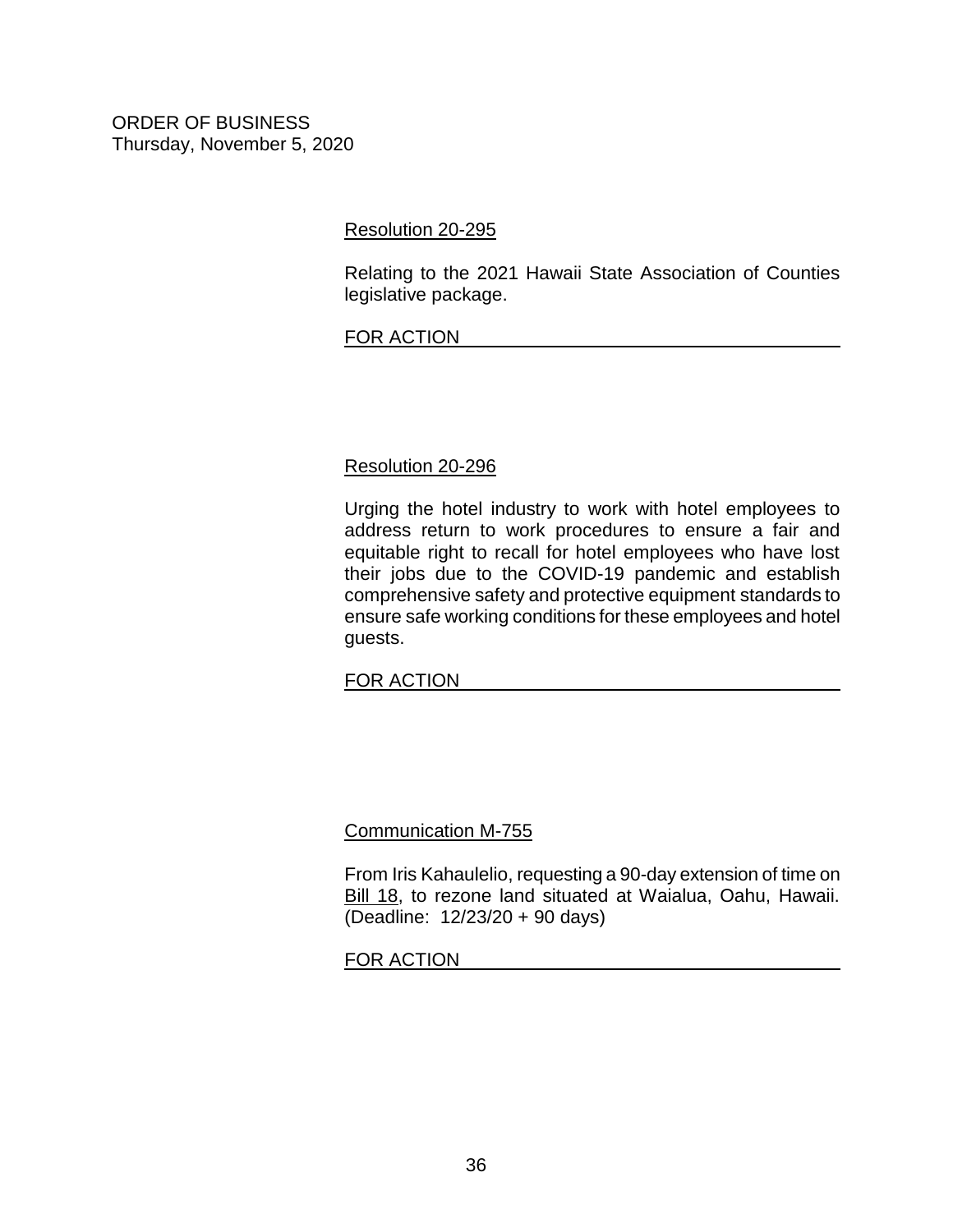ORDER OF BUSINESS
Thursday, November 5, 2020

Resolution 20-295

Relating to the 2021 Hawaii State Association of Counties legislative package.

FOR ACTION

Resolution 20-296

Urging the hotel industry to work with hotel employees to address return to work procedures to ensure a fair and equitable right to recall for hotel employees who have lost their jobs due to the COVID-19 pandemic and establish comprehensive safety and protective equipment standards to ensure safe working conditions for these employees and hotel guests.

FOR ACTION

Communication M-755

From Iris Kahaulelio, requesting a 90-day extension of time on Bill 18, to rezone land situated at Waialua, Oahu, Hawaii. (Deadline: 12/23/20 + 90 days)

FOR ACTION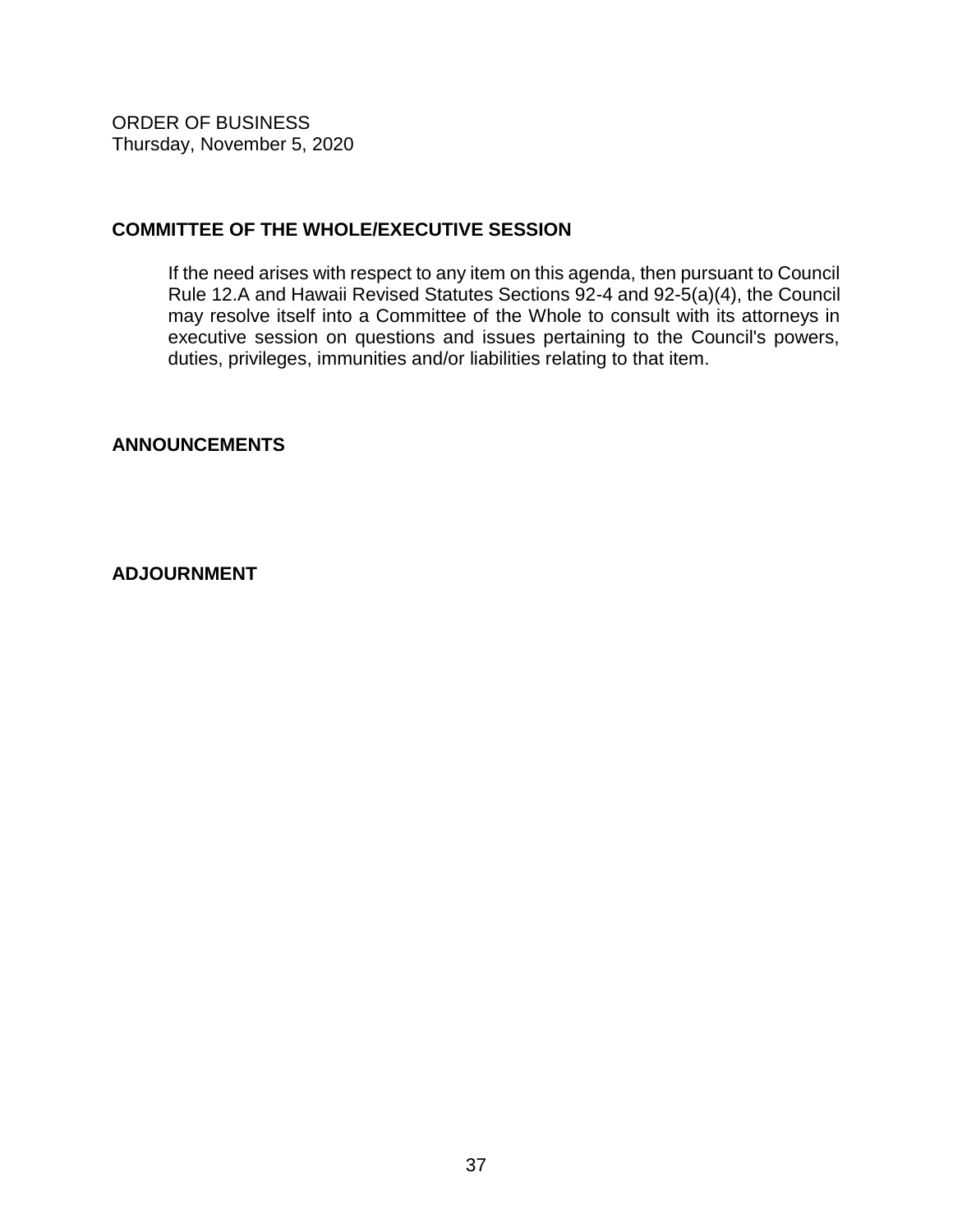ORDER OF BUSINESS
Thursday, November 5, 2020

## COMMITTEE OF THE WHOLE/EXECUTIVE SESSION

If the need arises with respect to any item on this agenda, then pursuant to Council Rule 12.A and Hawaii Revised Statutes Sections 92-4 and 92-5(a)(4), the Council may resolve itself into a Committee of the Whole to consult with its attorneys in executive session on questions and issues pertaining to the Council's powers, duties, privileges, immunities and/or liabilities relating to that item.

## ANNOUNCEMENTS

## ADJOURNMENT